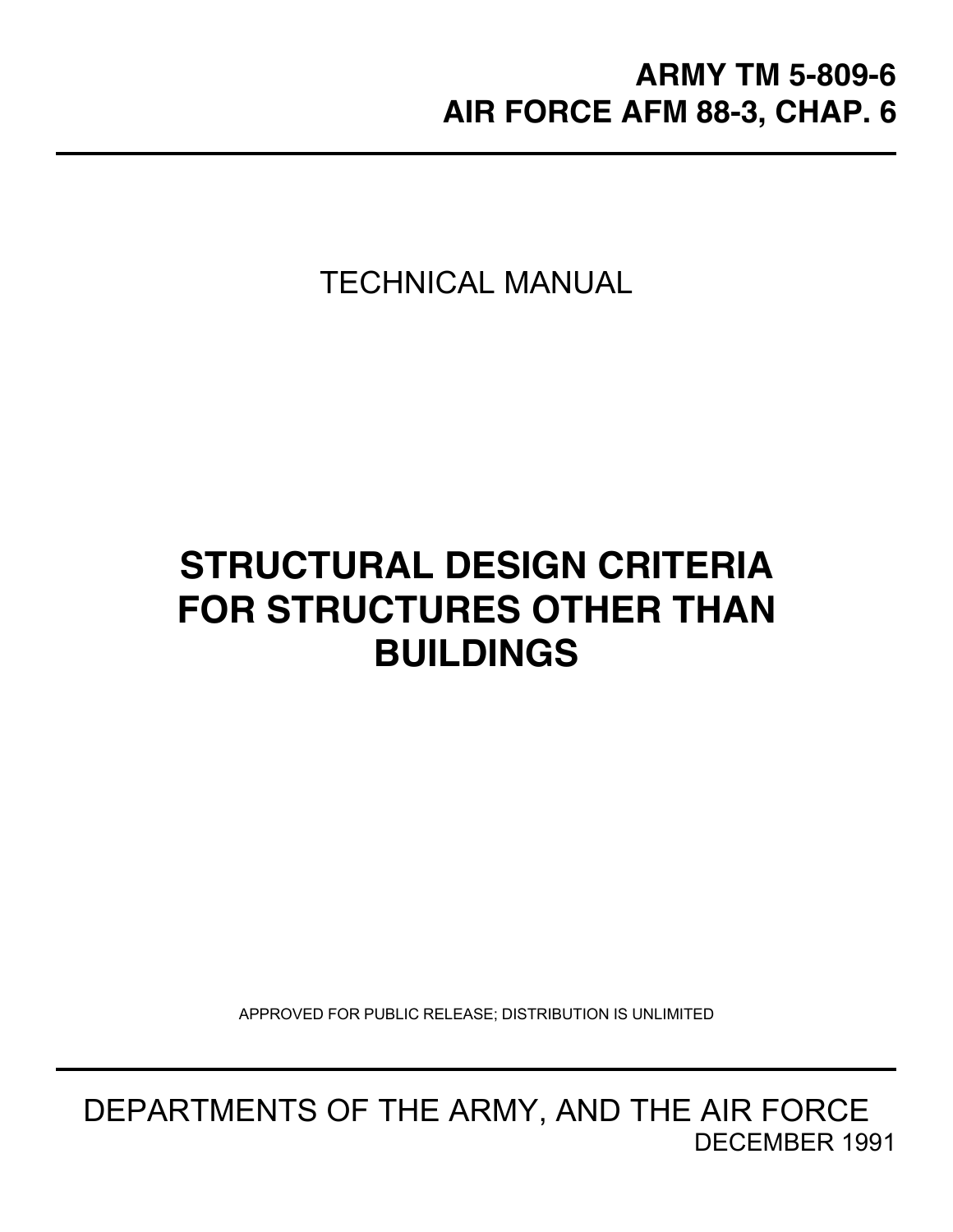**ARMY TM 5-809-6**
**AIR FORCE AFM 88-3, CHAP. 6**

---

TECHNICAL MANUAL

# STRUCTURAL DESIGN CRITERIA FOR STRUCTURES OTHER THAN BUILDINGS

APPROVED FOR PUBLIC RELEASE; DISTRIBUTION IS UNLIMITED

---

DEPARTMENTS OF THE ARMY, AND THE AIR FORCE

DECEMBER 1991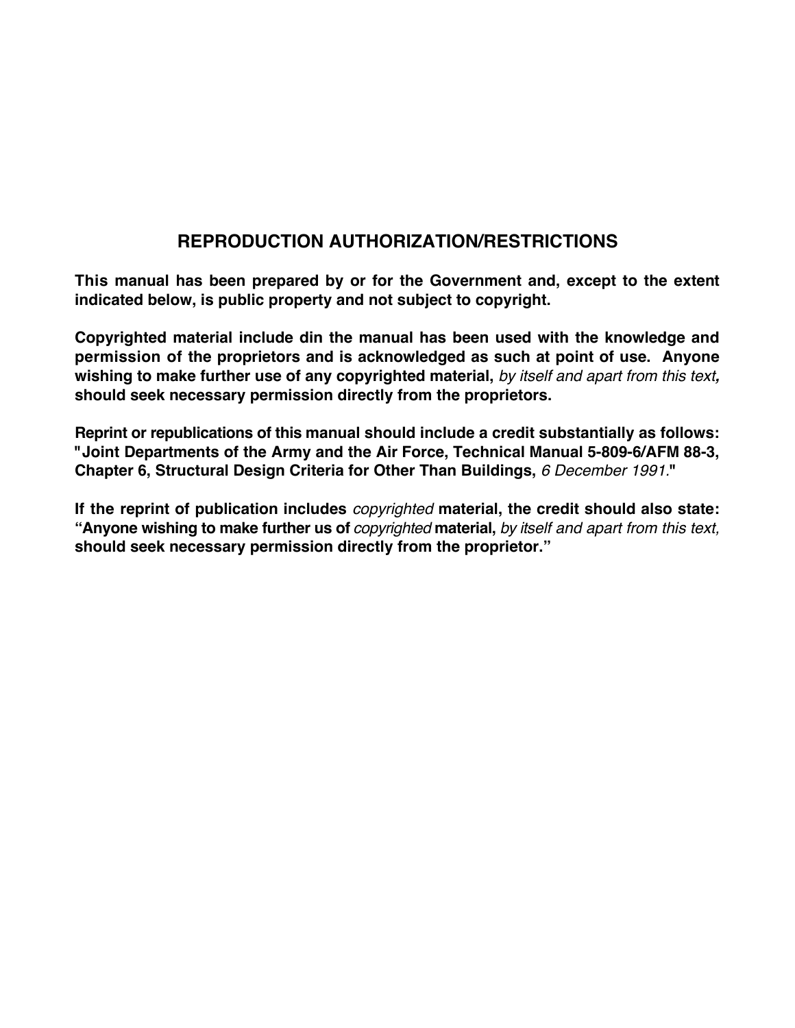# REPRODUCTION AUTHORIZATION/RESTRICTIONS

**This manual has been prepared by or for the Government and, except to the extent indicated below, is public property and not subject to copyright.**

**Copyrighted material include din the manual has been used with the knowledge and permission of the proprietors and is acknowledged as such at point of use. Anyone wishing to make further use of any copyrighted material,** *by itself and apart from this text***, should seek necessary permission directly from the proprietors.**

**Reprint or republications of this manual should include a credit substantially as follows: "Joint Departments of the Army and the Air Force, Technical Manual 5-809-6/AFM 88-3, Chapter 6, Structural Design Criteria for Other Than Buildings,** *6 December 1991***."**

**If the reprint of publication includes** *copyrighted* **material, the credit should also state: "Anyone wishing to make further us of** *copyrighted* **material,** *by itself and apart from this text,* **should seek necessary permission directly from the proprietor."**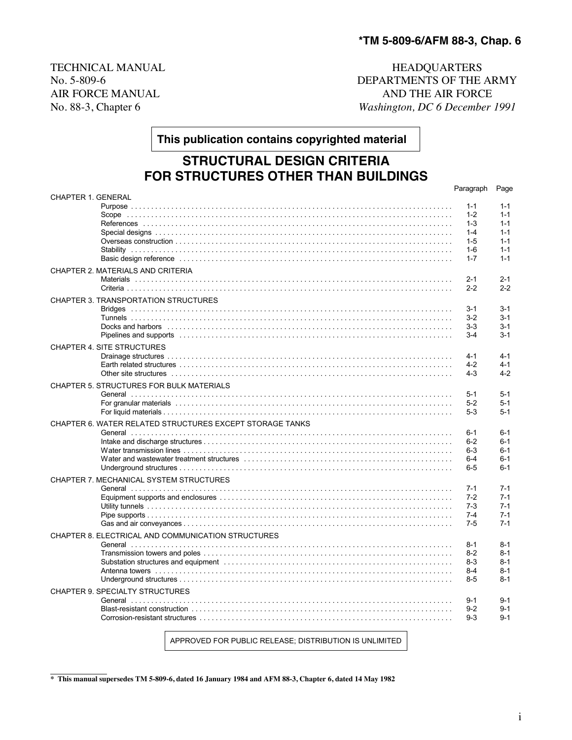*TM 5-809-6/AFM 88-3, Chap. 6

TECHNICAL MANUAL
No. 5-809-6
AIR FORCE MANUAL
No. 88-3, Chapter 6

HEADQUARTERS
DEPARTMENTS OF THE ARMY
AND THE AIR FORCE
*Washington, DC 6 December 1991*

**This publication contains copyrighted material**

# STRUCTURAL DESIGN CRITERIA FOR STRUCTURES OTHER THAN BUILDINGS

| | Paragraph | Page |
|---|---|---|
| **CHAPTER 1. GENERAL** | | |
| Purpose | 1-1 | 1-1 |
| Scope | 1-2 | 1-1 |
| References | 1-3 | 1-1 |
| Special designs | 1-4 | 1-1 |
| Overseas construction | 1-5 | 1-1 |
| Stability | 1-6 | 1-1 |
| Basic design reference | 1-7 | 1-1 |
| **CHAPTER 2. MATERIALS AND CRITERIA** | | |
| Materials | 2-1 | 2-1 |
| Criteria | 2-2 | 2-2 |
| **CHAPTER 3. TRANSPORTATION STRUCTURES** | | |
| Bridges | 3-1 | 3-1 |
| Tunnels | 3-2 | 3-1 |
| Docks and harbors | 3-3 | 3-1 |
| Pipelines and supports | 3-4 | 3-1 |
| **CHAPTER 4. SITE STRUCTURES** | | |
| Drainage structures | 4-1 | 4-1 |
| Earth related structures | 4-2 | 4-1 |
| Other site structures | 4-3 | 4-2 |
| **CHAPTER 5. STRUCTURES FOR BULK MATERIALS** | | |
| General | 5-1 | 5-1 |
| For granular materials | 5-2 | 5-1 |
| For liquid materials | 5-3 | 5-1 |
| **CHAPTER 6. WATER RELATED STRUCTURES EXCEPT STORAGE TANKS** | | |
| General | 6-1 | 6-1 |
| Intake and discharge structures | 6-2 | 6-1 |
| Water transmission lines | 6-3 | 6-1 |
| Water and wastewater treatment structures | 6-4 | 6-1 |
| Underground structures | 6-5 | 6-1 |
| **CHAPTER 7. MECHANICAL SYSTEM STRUCTURES** | | |
| General | 7-1 | 7-1 |
| Equipment supports and enclosures | 7-2 | 7-1 |
| Utility tunnels | 7-3 | 7-1 |
| Pipe supports | 7-4 | 7-1 |
| Gas and air conveyances | 7-5 | 7-1 |
| **CHAPTER 8. ELECTRICAL AND COMMUNICATION STRUCTURES** | | |
| General | 8-1 | 8-1 |
| Transmission towers and poles | 8-2 | 8-1 |
| Substation structures and equipment | 8-3 | 8-1 |
| Antenna towers | 8-4 | 8-1 |
| Underground structures | 8-5 | 8-1 |
| **CHAPTER 9. SPECIALTY STRUCTURES** | | |
| General | 9-1 | 9-1 |
| Blast-resistant construction | 9-2 | 9-1 |
| Corrosion-resistant structures | 9-3 | 9-1 |

APPROVED FOR PUBLIC RELEASE; DISTRIBUTION IS UNLIMITED

**\* This manual supersedes TM 5-809-6, dated 16 January 1984 and AFM 88-3, Chapter 6, dated 14 May 1982**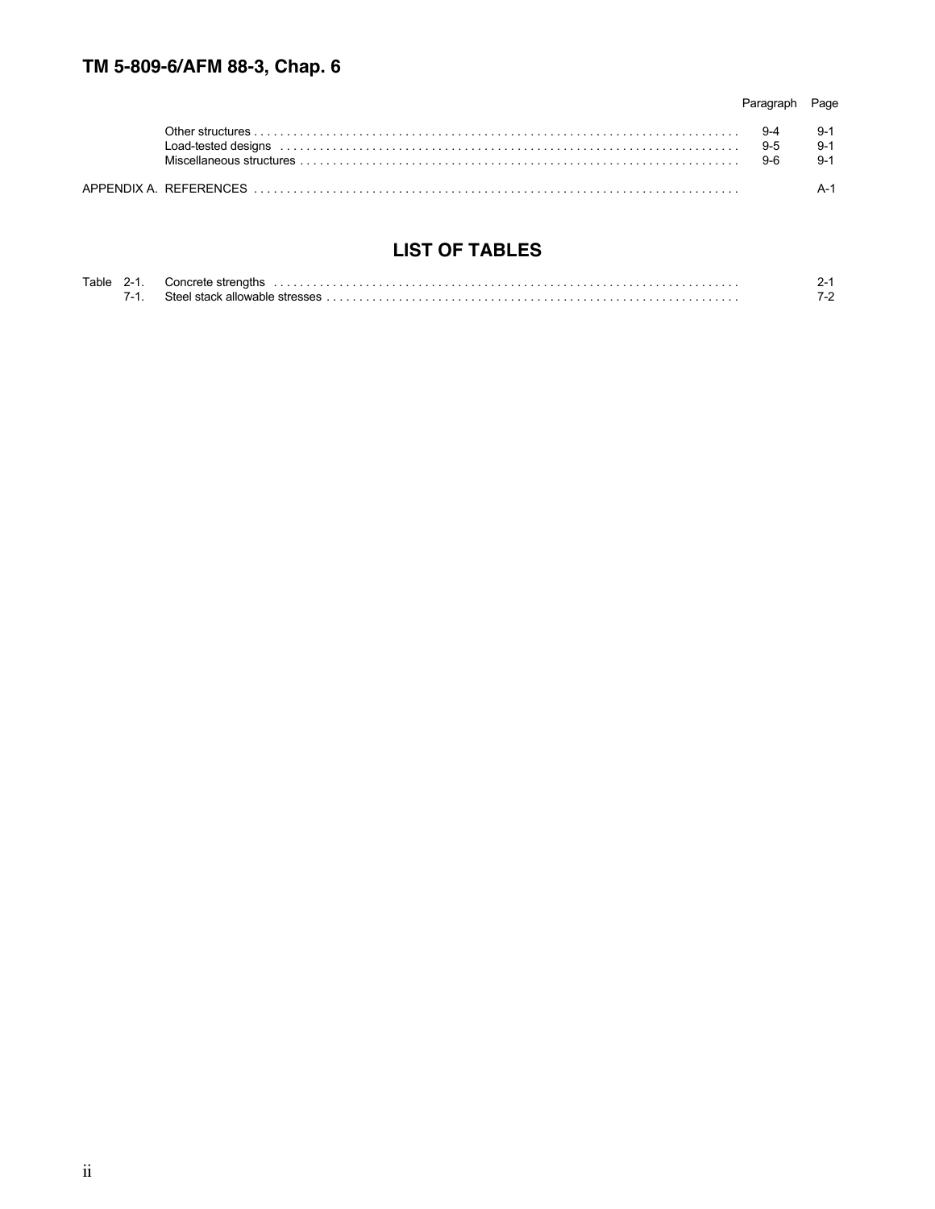| | Paragraph | Page |
|---|---|---|
| Other structures | 9-4 | 9-1 |
| Load-tested designs | 9-5 | 9-1 |
| Miscellaneous structures | 9-6 | 9-1 |
| APPENDIX A. REFERENCES | | A-1 |

## LIST OF TABLES

| Table | | Page |
|---|---|---|
| 2-1. | Concrete strengths | 2-1 |
| 7-1. | Steel stack allowable stresses | 7-2 |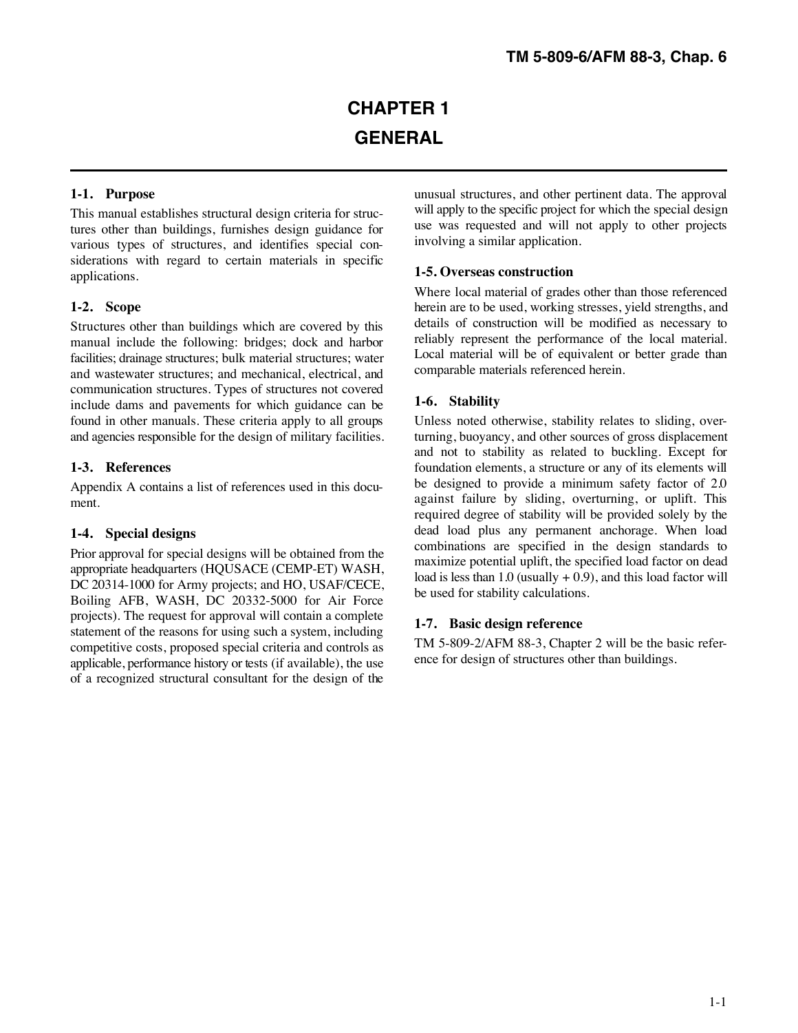# CHAPTER 1

# GENERAL

## 1-1. Purpose

This manual establishes structural design criteria for structures other than buildings, furnishes design guidance for various types of structures, and identifies special considerations with regard to certain materials in specific applications.

## 1-2. Scope

Structures other than buildings which are covered by this manual include the following: bridges; dock and harbor facilities; drainage structures; bulk material structures; water and wastewater structures; and mechanical, electrical, and communication structures. Types of structures not covered include dams and pavements for which guidance can be found in other manuals. These criteria apply to all groups and agencies responsible for the design of military facilities.

## 1-3. References

Appendix A contains a list of references used in this document.

## 1-4. Special designs

Prior approval for special designs will be obtained from the appropriate headquarters (HQUSACE (CEMP-ET) WASH, DC 20314-1000 for Army projects; and HO, USAF/CECE, Boiling AFB, WASH, DC 20332-5000 for Air Force projects). The request for approval will contain a complete statement of the reasons for using such a system, including competitive costs, proposed special criteria and controls as applicable, performance history or tests (if available), the use of a recognized structural consultant for the design of the unusual structures, and other pertinent data. The approval will apply to the specific project for which the special design use was requested and will not apply to other projects involving a similar application.

## 1-5. Overseas construction

Where local material of grades other than those referenced herein are to be used, working stresses, yield strengths, and details of construction will be modified as necessary to reliably represent the performance of the local material. Local material will be of equivalent or better grade than comparable materials referenced herein.

## 1-6. Stability

Unless noted otherwise, stability relates to sliding, overturning, buoyancy, and other sources of gross displacement and not to stability as related to buckling. Except for foundation elements, a structure or any of its elements will be designed to provide a minimum safety factor of 2.0 against failure by sliding, overturning, or uplift. This required degree of stability will be provided solely by the dead load plus any permanent anchorage. When load combinations are specified in the design standards to maximize potential uplift, the specified load factor on dead load is less than 1.0 (usually + 0.9), and this load factor will be used for stability calculations.

## 1-7. Basic design reference

TM 5-809-2/AFM 88-3, Chapter 2 will be the basic reference for design of structures other than buildings.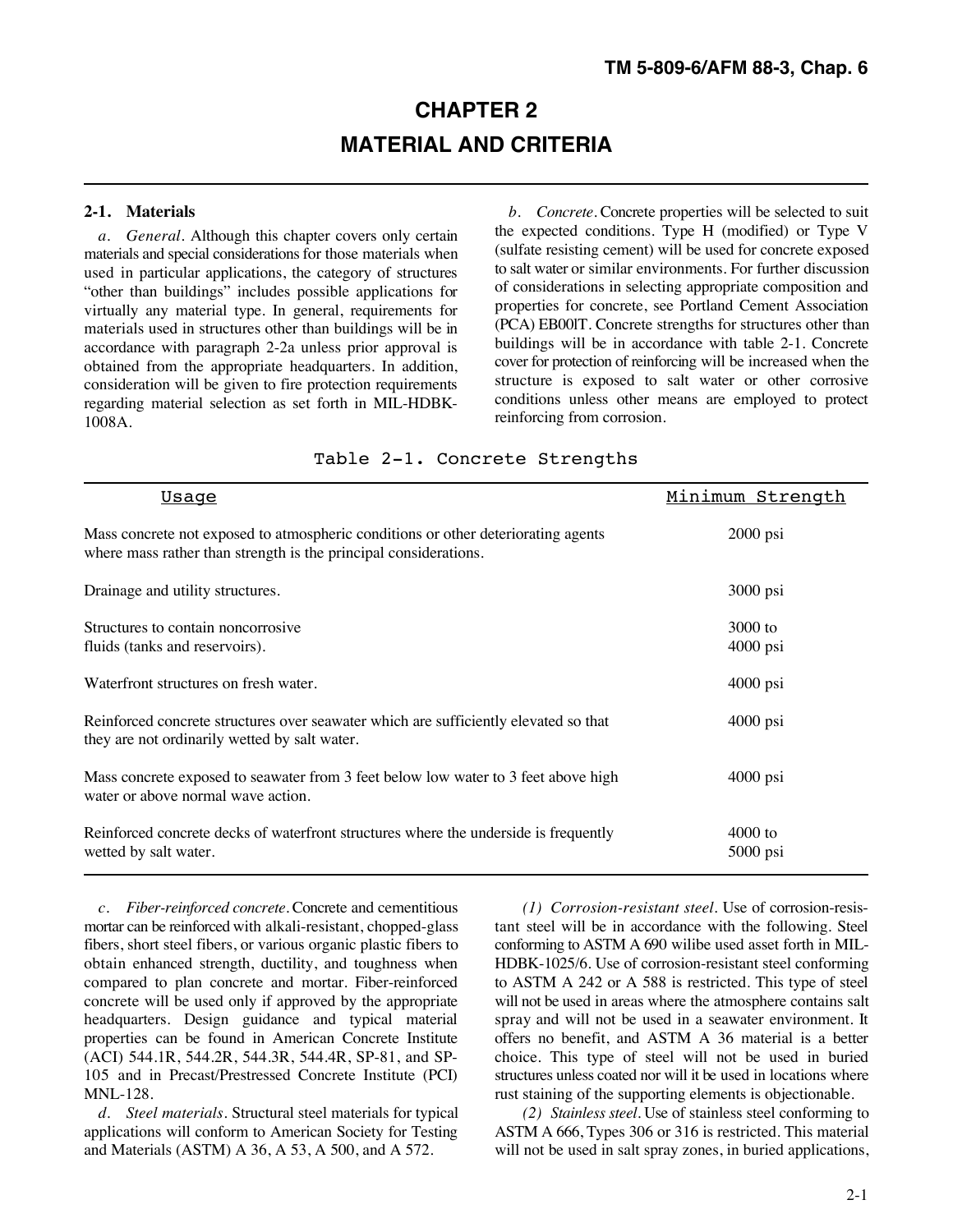# CHAPTER 2

# MATERIAL AND CRITERIA

## 2-1. Materials

*a. General.* Although this chapter covers only certain materials and special considerations for those materials when used in particular applications, the category of structures "other than buildings" includes possible applications for virtually any material type. In general, requirements for materials used in structures other than buildings will be in accordance with paragraph 2-2a unless prior approval is obtained from the appropriate headquarters. In addition, consideration will be given to fire protection requirements regarding material selection as set forth in MIL-HDBK-1008A.

*b. Concrete.* Concrete properties will be selected to suit the expected conditions. Type H (modified) or Type V (sulfate resisting cement) will be used for concrete exposed to salt water or similar environments. For further discussion of considerations in selecting appropriate composition and properties for concrete, see Portland Cement Association (PCA) EB00lT. Concrete strengths for structures other than buildings will be in accordance with table 2-1. Concrete cover for protection of reinforcing will be increased when the structure is exposed to salt water or other corrosive conditions unless other means are employed to protect reinforcing from corrosion.

Table 2-1. Concrete Strengths

| Usage | Minimum Strength |
|---|---|
| Mass concrete not exposed to atmospheric conditions or other deteriorating agents where mass rather than strength is the principal considerations. | 2000 psi |
| Drainage and utility structures. | 3000 psi |
| Structures to contain noncorrosive fluids (tanks and reservoirs). | 3000 to 4000 psi |
| Waterfront structures on fresh water. | 4000 psi |
| Reinforced concrete structures over seawater which are sufficiently elevated so that they are not ordinarily wetted by salt water. | 4000 psi |
| Mass concrete exposed to seawater from 3 feet below low water to 3 feet above high water or above normal wave action. | 4000 psi |
| Reinforced concrete decks of waterfront structures where the underside is frequently wetted by salt water. | 4000 to 5000 psi |

*c. Fiber-reinforced concrete.* Concrete and cementitious mortar can be reinforced with alkali-resistant, chopped-glass fibers, short steel fibers, or various organic plastic fibers to obtain enhanced strength, ductility, and toughness when compared to plan concrete and mortar. Fiber-reinforced concrete will be used only if approved by the appropriate headquarters. Design guidance and typical material properties can be found in American Concrete Institute (ACI) 544.1R, 544.2R, 544.3R, 544.4R, SP-81, and SP-105 and in Precast/Prestressed Concrete Institute (PCI) MNL-128.

*d. Steel materials.* Structural steel materials for typical applications will conform to American Society for Testing and Materials (ASTM) A 36, A 53, A 500, and A 572.

*(1) Corrosion-resistant steel.* Use of corrosion-resistant steel will be in accordance with the following. Steel conforming to ASTM A 690 wilibe used asset forth in MIL-HDBK-1025/6. Use of corrosion-resistant steel conforming to ASTM A 242 or A 588 is restricted. This type of steel will not be used in areas where the atmosphere contains salt spray and will not be used in a seawater environment. It offers no benefit, and ASTM A 36 material is a better choice. This type of steel will not be used in buried structures unless coated nor will it be used in locations where rust staining of the supporting elements is objectionable.

*(2) Stainless steel.* Use of stainless steel conforming to ASTM A 666, Types 306 or 316 is restricted. This material will not be used in salt spray zones, in buried applications,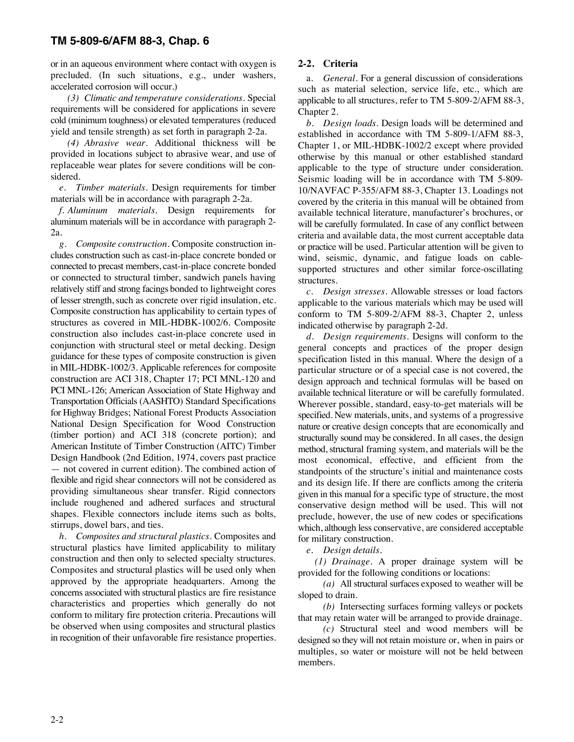or in an aqueous environment where contact with oxygen is precluded. (In such situations, e.g., under washers, accelerated corrosion will occur.)

*(3) Climatic and temperature considerations*. Special requirements will be considered for applications in severe cold (minimum toughness) or elevated temperatures (reduced yield and tensile strength) as set forth in paragraph 2-2a.

*(4) Abrasive wear*. Additional thickness will be provided in locations subject to abrasive wear, and use of replaceable wear plates for severe conditions will be considered.

*e. Timber materials*. Design requirements for timber materials will be in accordance with paragraph 2-2a.

*f. Aluminum materials*. Design requirements for aluminum materials will be in accordance with paragraph 2-2a.

*g. Composite construction*. Composite construction includes construction such as cast-in-place concrete bonded or connected to precast members, cast-in-place concrete bonded or connected to structural timber, sandwich panels having relatively stiff and strong facings bonded to lightweight cores of lesser strength, such as concrete over rigid insulation, etc. Composite construction has applicability to certain types of structures as covered in MIL-HDBK-1002/6. Composite construction also includes cast-in-place concrete used in conjunction with structural steel or metal decking. Design guidance for these types of composite construction is given in MIL-HDBK-1002/3. Applicable references for composite construction are ACI 318, Chapter 17; PCI MNL-120 and PCI MNL-126; American Association of State Highway and Transportation Officials (AASHTO) Standard Specifications for Highway Bridges; National Forest Products Association National Design Specification for Wood Construction (timber portion) and ACI 318 (concrete portion); and American Institute of Timber Construction (AITC) Timber Design Handbook (2nd Edition, 1974, covers past practice — not covered in current edition). The combined action of flexible and rigid shear connectors will not be considered as providing simultaneous shear transfer. Rigid connectors include roughened and adhered surfaces and structural shapes. Flexible connectors include items such as bolts, stirrups, dowel bars, and ties.

*h. Composites and structural plastics*. Composites and structural plastics have limited applicability to military construction and then only to selected specialty structures. Composites and structural plastics will be used only when approved by the appropriate headquarters. Among the concerns associated with structural plastics are fire resistance characteristics and properties which generally do not conform to military fire protection criteria. Precautions will be observed when using composites and structural plastics in recognition of their unfavorable fire resistance properties.

## 2-2. Criteria

a. *General*. For a general discussion of considerations such as material selection, service life, etc., which are applicable to all structures, refer to TM 5-809-2/AFM 88-3, Chapter 2.

*b. Design loads*. Design loads will be determined and established in accordance with TM 5-809-1/AFM 88-3, Chapter 1, or MIL-HDBK-1002/2 except where provided otherwise by this manual or other established standard applicable to the type of structure under consideration. Seismic loading will be in accordance with TM 5-809-10/NAVFAC P-355/AFM 88-3, Chapter 13. Loadings not covered by the criteria in this manual will be obtained from available technical literature, manufacturer's brochures, or will be carefully formulated. In case of any conflict between criteria and available data, the most current acceptable data or practice will be used. Particular attention will be given to wind, seismic, dynamic, and fatigue loads on cable-supported structures and other similar force-oscillating structures.

*c. Design stresses*. Allowable stresses or load factors applicable to the various materials which may be used will conform to TM 5-809-2/AFM 88-3, Chapter 2, unless indicated otherwise by paragraph 2-2d.

*d. Design requirements*. Designs will conform to the general concepts and practices of the proper design specification listed in this manual. Where the design of a particular structure or of a special case is not covered, the design approach and technical formulas will be based on available technical literature or will be carefully formulated. Wherever possible, standard, easy-to-get materials will be specified. New materials, units, and systems of a progressive nature or creative design concepts that are economically and structurally sound may be considered. In all cases, the design method, structural framing system, and materials will be the most economical, effective, and efficient from the standpoints of the structure's initial and maintenance costs and its design life. If there are conflicts among the criteria given in this manual for a specific type of structure, the most conservative design method will be used. This will not preclude, however, the use of new codes or specifications which, although less conservative, are considered acceptable for military construction.

*e. Design details*.

*(1) Drainage*. A proper drainage system will be provided for the following conditions or locations:

*(a)* All structural surfaces exposed to weather will be sloped to drain.

*(b)* Intersecting surfaces forming valleys or pockets that may retain water will be arranged to provide drainage.

*(c)* Structural steel and wood members will be designed so they will not retain moisture or, when in pairs or multiples, so water or moisture will not be held between members.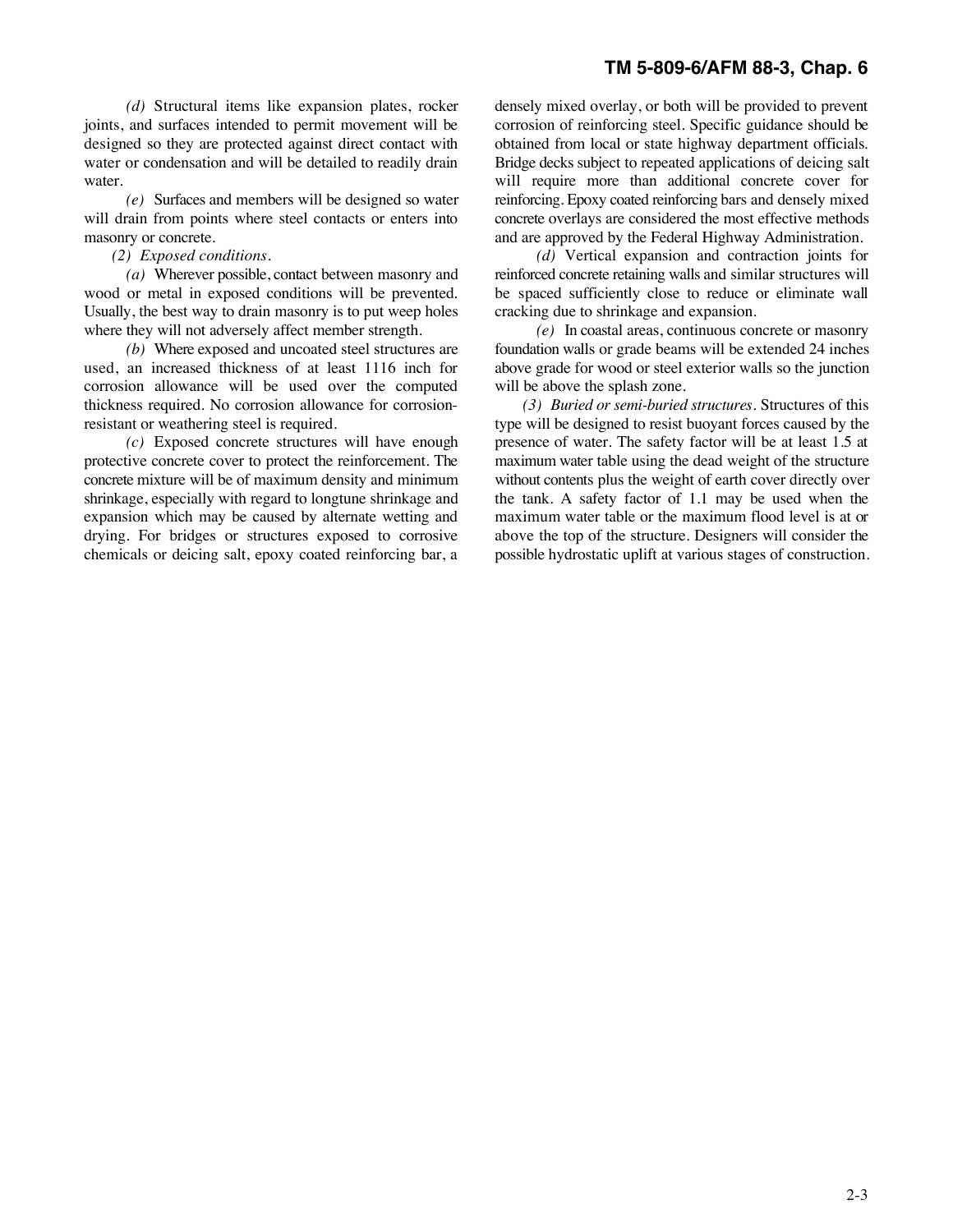*(d)* Structural items like expansion plates, rocker joints, and surfaces intended to permit movement will be designed so they are protected against direct contact with water or condensation and will be detailed to readily drain water.

*(e)* Surfaces and members will be designed so water will drain from points where steel contacts or enters into masonry or concrete.

*(2) Exposed conditions.*

*(a)* Wherever possible, contact between masonry and wood or metal in exposed conditions will be prevented. Usually, the best way to drain masonry is to put weep holes where they will not adversely affect member strength.

*(b)* Where exposed and uncoated steel structures are used, an increased thickness of at least 1116 inch for corrosion allowance will be used over the computed thickness required. No corrosion allowance for corrosion-resistant or weathering steel is required.

*(c)* Exposed concrete structures will have enough protective concrete cover to protect the reinforcement. The concrete mixture will be of maximum density and minimum shrinkage, especially with regard to longtune shrinkage and expansion which may be caused by alternate wetting and drying. For bridges or structures exposed to corrosive chemicals or deicing salt, epoxy coated reinforcing bar, a densely mixed overlay, or both will be provided to prevent corrosion of reinforcing steel. Specific guidance should be obtained from local or state highway department officials. Bridge decks subject to repeated applications of deicing salt will require more than additional concrete cover for reinforcing. Epoxy coated reinforcing bars and densely mixed concrete overlays are considered the most effective methods and are approved by the Federal Highway Administration.

*(d)* Vertical expansion and contraction joints for reinforced concrete retaining walls and similar structures will be spaced sufficiently close to reduce or eliminate wall cracking due to shrinkage and expansion.

*(e)* In coastal areas, continuous concrete or masonry foundation walls or grade beams will be extended 24 inches above grade for wood or steel exterior walls so the junction will be above the splash zone.

*(3) Buried or semi-buried structures.* Structures of this type will be designed to resist buoyant forces caused by the presence of water. The safety factor will be at least 1.5 at maximum water table using the dead weight of the structure without contents plus the weight of earth cover directly over the tank. A safety factor of 1.1 may be used when the maximum water table or the maximum flood level is at or above the top of the structure. Designers will consider the possible hydrostatic uplift at various stages of construction.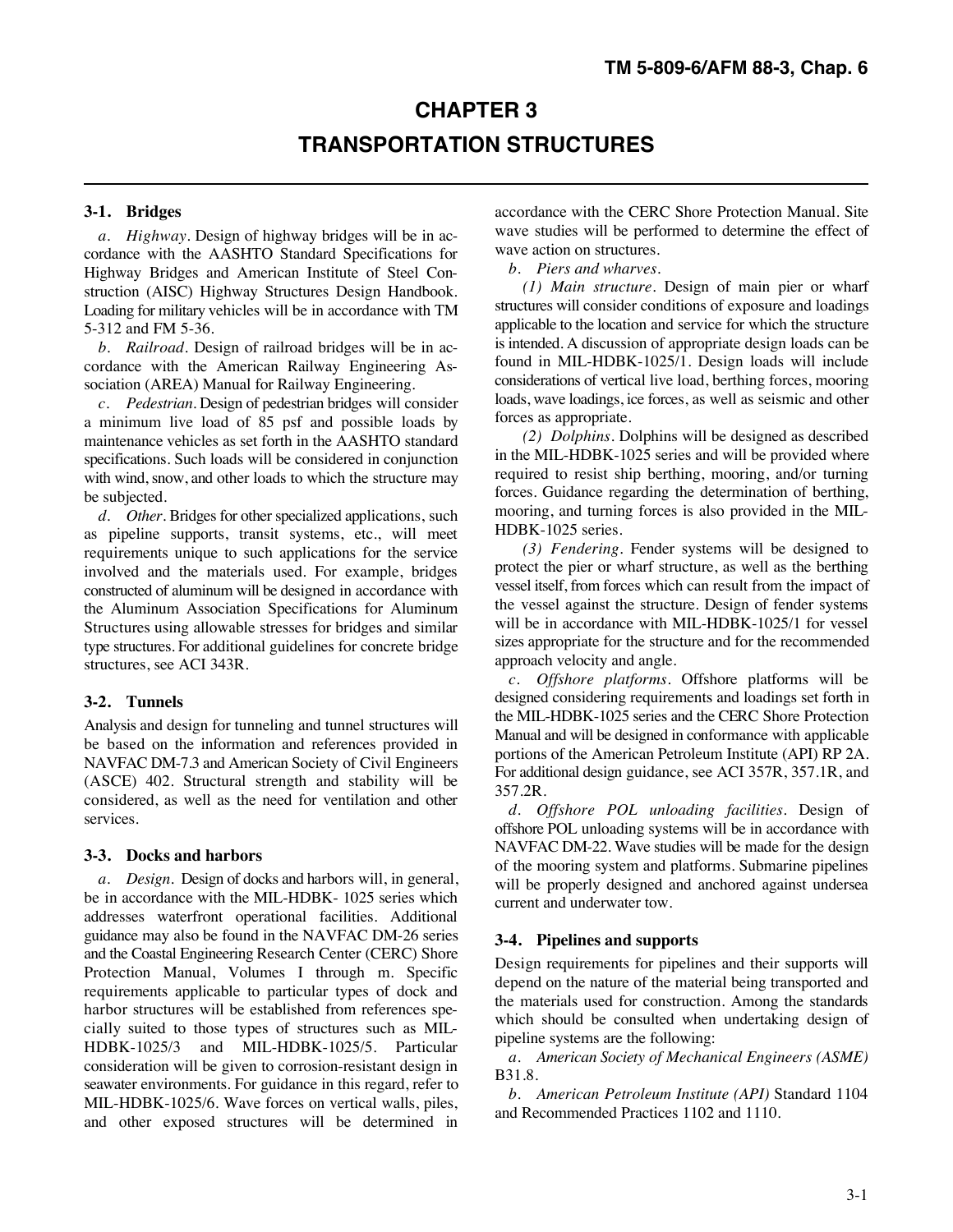# CHAPTER 3

# TRANSPORTATION STRUCTURES

## 3-1. Bridges

*a. Highway.* Design of highway bridges will be in accordance with the AASHTO Standard Specifications for Highway Bridges and American Institute of Steel Construction (AISC) Highway Structures Design Handbook. Loading for military vehicles will be in accordance with TM 5-312 and FM 5-36.

*b. Railroad.* Design of railroad bridges will be in accordance with the American Railway Engineering Association (AREA) Manual for Railway Engineering.

*c. Pedestrian.* Design of pedestrian bridges will consider a minimum live load of 85 psf and possible loads by maintenance vehicles as set forth in the AASHTO standard specifications. Such loads will be considered in conjunction with wind, snow, and other loads to which the structure may be subjected.

*d. Other.* Bridges for other specialized applications, such as pipeline supports, transit systems, etc., will meet requirements unique to such applications for the service involved and the materials used. For example, bridges constructed of aluminum will be designed in accordance with the Aluminum Association Specifications for Aluminum Structures using allowable stresses for bridges and similar type structures. For additional guidelines for concrete bridge structures, see ACI 343R.

## 3-2. Tunnels

Analysis and design for tunneling and tunnel structures will be based on the information and references provided in NAVFAC DM-7.3 and American Society of Civil Engineers (ASCE) 402. Structural strength and stability will be considered, as well as the need for ventilation and other services.

## 3-3. Docks and harbors

*a. Design.* Design of docks and harbors will, in general, be in accordance with the MIL-HDBK- 1025 series which addresses waterfront operational facilities. Additional guidance may also be found in the NAVFAC DM-26 series and the Coastal Engineering Research Center (CERC) Shore Protection Manual, Volumes I through m. Specific requirements applicable to particular types of dock and harbor structures will be established from references specially suited to those types of structures such as MIL-HDBK-1025/3 and MIL-HDBK-1025/5. Particular consideration will be given to corrosion-resistant design in seawater environments. For guidance in this regard, refer to MIL-HDBK-1025/6. Wave forces on vertical walls, piles, and other exposed structures will be determined in accordance with the CERC Shore Protection Manual. Site wave studies will be performed to determine the effect of wave action on structures.

*b. Piers and wharves.*

*(1) Main structure.* Design of main pier or wharf structures will consider conditions of exposure and loadings applicable to the location and service for which the structure is intended. A discussion of appropriate design loads can be found in MIL-HDBK-1025/1. Design loads will include considerations of vertical live load, berthing forces, mooring loads, wave loadings, ice forces, as well as seismic and other forces as appropriate.

*(2) Dolphins.* Dolphins will be designed as described in the MIL-HDBK-1025 series and will be provided where required to resist ship berthing, mooring, and/or turning forces. Guidance regarding the determination of berthing, mooring, and turning forces is also provided in the MIL-HDBK-1025 series.

*(3) Fendering.* Fender systems will be designed to protect the pier or wharf structure, as well as the berthing vessel itself, from forces which can result from the impact of the vessel against the structure. Design of fender systems will be in accordance with MIL-HDBK-1025/1 for vessel sizes appropriate for the structure and for the recommended approach velocity and angle.

*c. Offshore platforms.* Offshore platforms will be designed considering requirements and loadings set forth in the MIL-HDBK-1025 series and the CERC Shore Protection Manual and will be designed in conformance with applicable portions of the American Petroleum Institute (API) RP 2A. For additional design guidance, see ACI 357R, 357.1R, and 357.2R.

*d. Offshore POL unloading facilities.* Design of offshore POL unloading systems will be in accordance with NAVFAC DM-22. Wave studies will be made for the design of the mooring system and platforms. Submarine pipelines will be properly designed and anchored against undersea current and underwater tow.

## 3-4. Pipelines and supports

Design requirements for pipelines and their supports will depend on the nature of the material being transported and the materials used for construction. Among the standards which should be consulted when undertaking design of pipeline systems are the following:

*a. American Society of Mechanical Engineers (ASME)* B31.8.

*b. American Petroleum Institute (API)* Standard 1104 and Recommended Practices 1102 and 1110.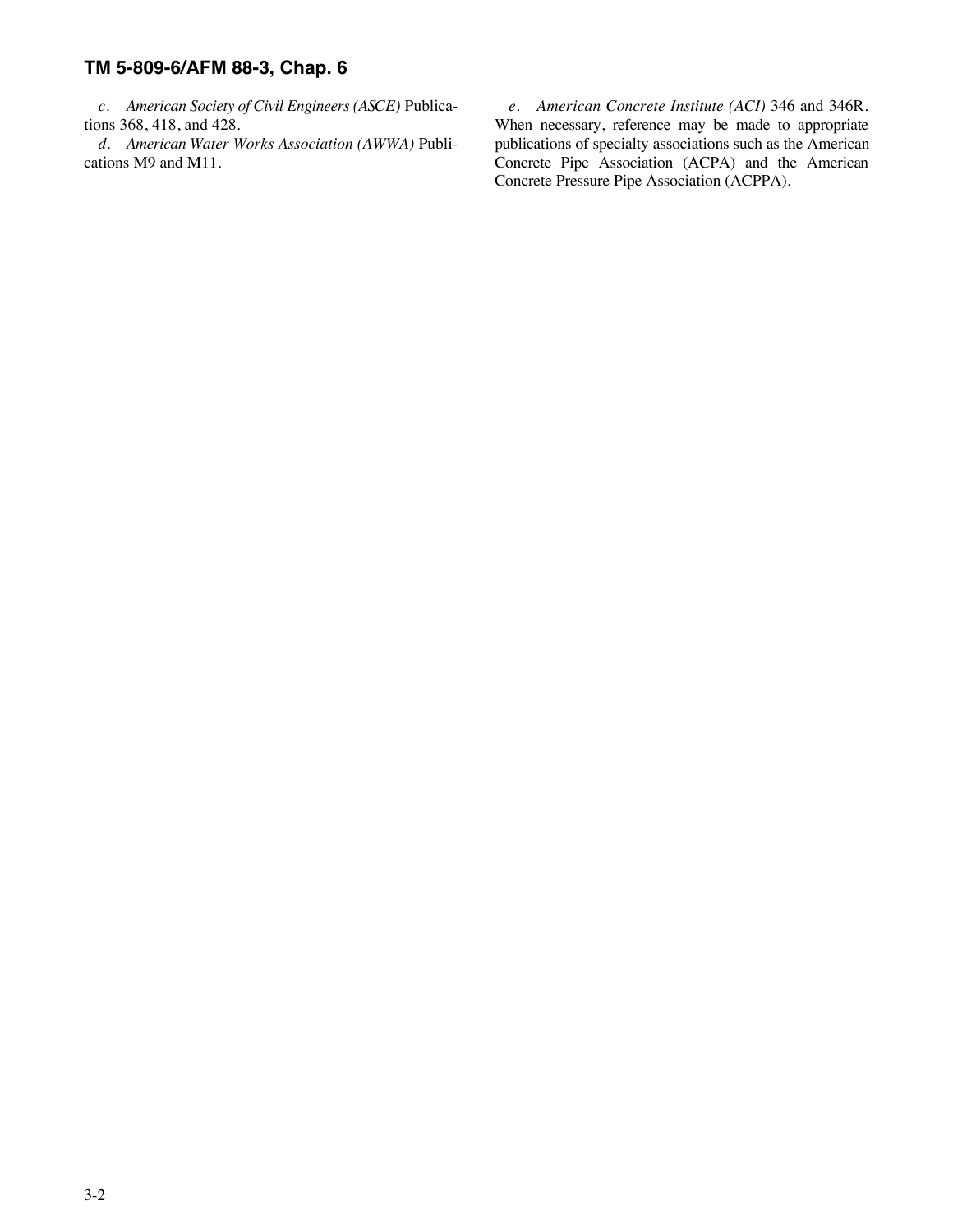*c. American Society of Civil Engineers (ASCE)* Publications 368, 418, and 428.

*d. American Water Works Association (AWWA)* Publications M9 and M11.

*e. American Concrete Institute (ACI)* 346 and 346R. When necessary, reference may be made to appropriate publications of specialty associations such as the American Concrete Pipe Association (ACPA) and the American Concrete Pressure Pipe Association (ACPPA).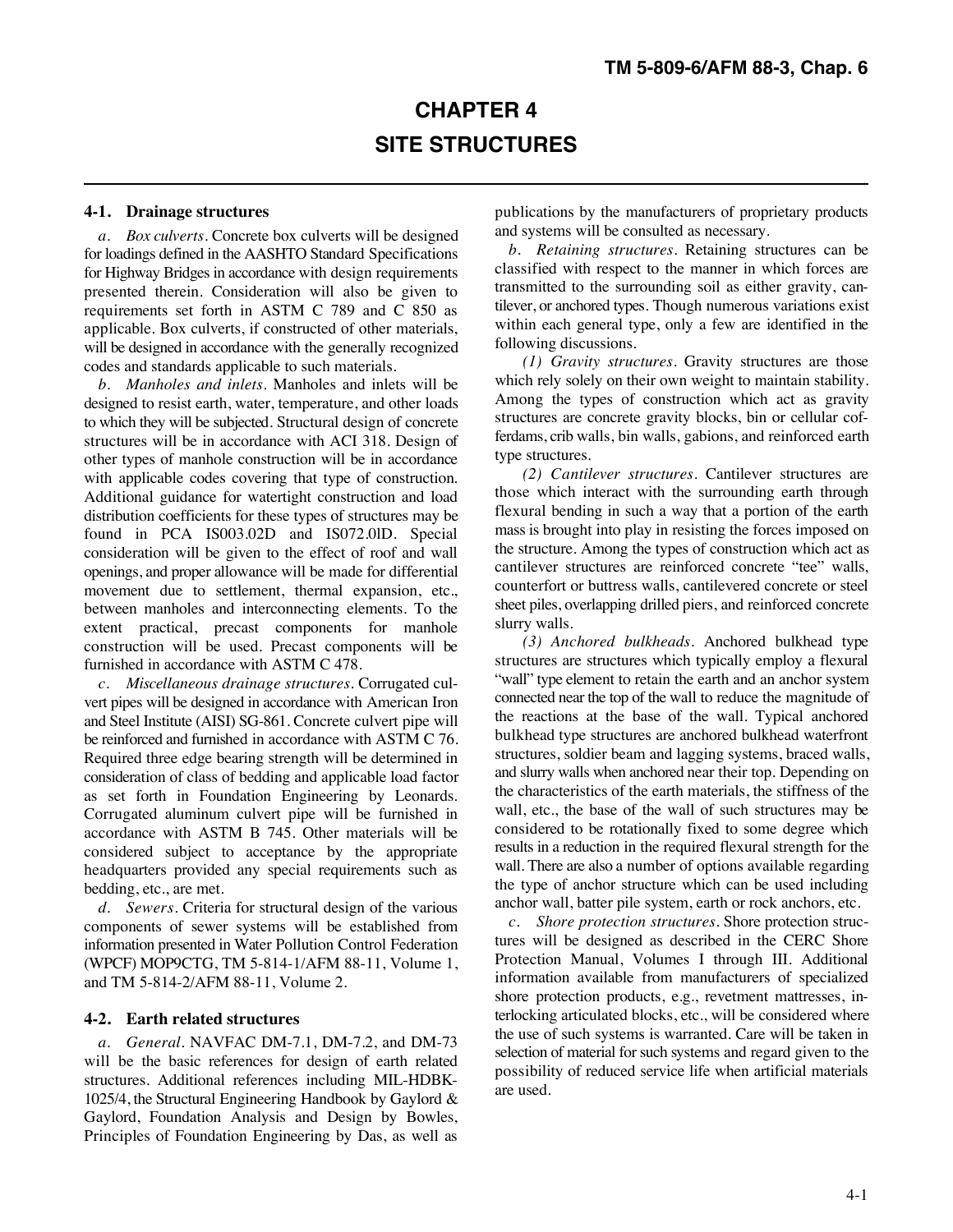# CHAPTER 4
# SITE STRUCTURES

## 4-1. Drainage structures

*a. Box culverts.* Concrete box culverts will be designed for loadings defined in the AASHTO Standard Specifications for Highway Bridges in accordance with design requirements presented therein. Consideration will also be given to requirements set forth in ASTM C 789 and C 850 as applicable. Box culverts, if constructed of other materials, will be designed in accordance with the generally recognized codes and standards applicable to such materials.

*b. Manholes and inlets.* Manholes and inlets will be designed to resist earth, water, temperature, and other loads to which they will be subjected. Structural design of concrete structures will be in accordance with ACI 318. Design of other types of manhole construction will be in accordance with applicable codes covering that type of construction. Additional guidance for watertight construction and load distribution coefficients for these types of structures may be found in PCA IS003.02D and IS072.0lD. Special consideration will be given to the effect of roof and wall openings, and proper allowance will be made for differential movement due to settlement, thermal expansion, etc., between manholes and interconnecting elements. To the extent practical, precast components for manhole construction will be used. Precast components will be furnished in accordance with ASTM C 478.

*c. Miscellaneous drainage structures.* Corrugated culvert pipes will be designed in accordance with American Iron and Steel Institute (AISI) SG-861. Concrete culvert pipe will be reinforced and furnished in accordance with ASTM C 76. Required three edge bearing strength will be determined in consideration of class of bedding and applicable load factor as set forth in Foundation Engineering by Leonards. Corrugated aluminum culvert pipe will be furnished in accordance with ASTM B 745. Other materials will be considered subject to acceptance by the appropriate headquarters provided any special requirements such as bedding, etc., are met.

*d. Sewers.* Criteria for structural design of the various components of sewer systems will be established from information presented in Water Pollution Control Federation (WPCF) MOP9CTG, TM 5-814-1/AFM 88-11, Volume 1, and TM 5-814-2/AFM 88-11, Volume 2.

## 4-2. Earth related structures

*a. General.* NAVFAC DM-7.1, DM-7.2, and DM-73 will be the basic references for design of earth related structures. Additional references including MIL-HDBK-1025/4, the Structural Engineering Handbook by Gaylord & Gaylord, Foundation Analysis and Design by Bowles, Principles of Foundation Engineering by Das, as well as publications by the manufacturers of proprietary products and systems will be consulted as necessary.

*b. Retaining structures.* Retaining structures can be classified with respect to the manner in which forces are transmitted to the surrounding soil as either gravity, cantilever, or anchored types. Though numerous variations exist within each general type, only a few are identified in the following discussions.

*(1) Gravity structures.* Gravity structures are those which rely solely on their own weight to maintain stability. Among the types of construction which act as gravity structures are concrete gravity blocks, bin or cellular cofferdams, crib walls, bin walls, gabions, and reinforced earth type structures.

*(2) Cantilever structures.* Cantilever structures are those which interact with the surrounding earth through flexural bending in such a way that a portion of the earth mass is brought into play in resisting the forces imposed on the structure. Among the types of construction which act as cantilever structures are reinforced concrete "tee" walls, counterfort or buttress walls, cantilevered concrete or steel sheet piles, overlapping drilled piers, and reinforced concrete slurry walls.

*(3) Anchored bulkheads.* Anchored bulkhead type structures are structures which typically employ a flexural "wall" type element to retain the earth and an anchor system connected near the top of the wall to reduce the magnitude of the reactions at the base of the wall. Typical anchored bulkhead type structures are anchored bulkhead waterfront structures, soldier beam and lagging systems, braced walls, and slurry walls when anchored near their top. Depending on the characteristics of the earth materials, the stiffness of the wall, etc., the base of the wall of such structures may be considered to be rotationally fixed to some degree which results in a reduction in the required flexural strength for the wall. There are also a number of options available regarding the type of anchor structure which can be used including anchor wall, batter pile system, earth or rock anchors, etc.

*c. Shore protection structures.* Shore protection structures will be designed as described in the CERC Shore Protection Manual, Volumes I through III. Additional information available from manufacturers of specialized shore protection products, e.g., revetment mattresses, interlocking articulated blocks, etc., will be considered where the use of such systems is warranted. Care will be taken in selection of material for such systems and regard given to the possibility of reduced service life when artificial materials are used.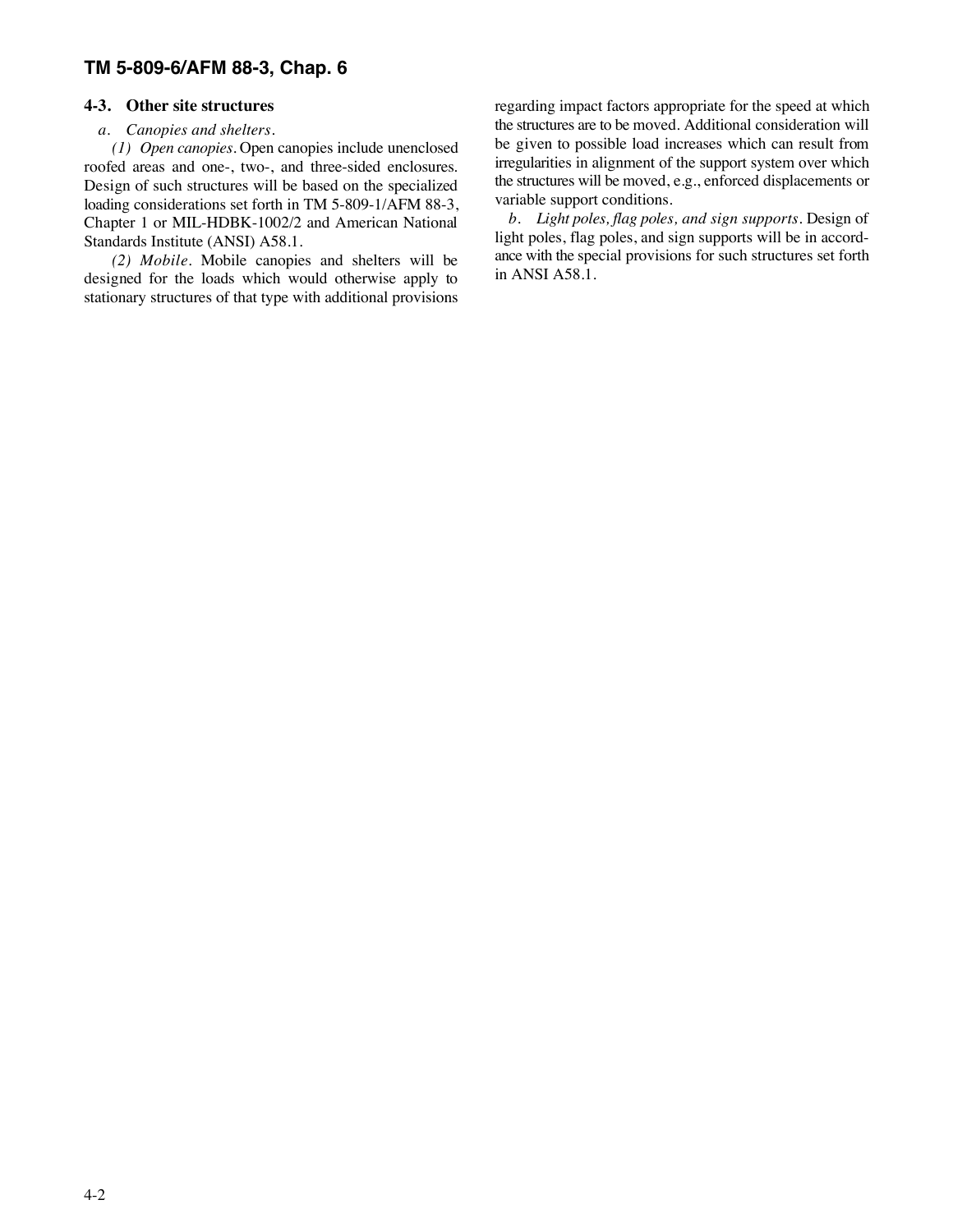## 4-3. Other site structures

*a. Canopies and shelters.*

*(1) Open canopies.* Open canopies include unenclosed roofed areas and one-, two-, and three-sided enclosures. Design of such structures will be based on the specialized loading considerations set forth in TM 5-809-1/AFM 88-3, Chapter 1 or MIL-HDBK-1002/2 and American National Standards Institute (ANSI) A58.1.

*(2) Mobile.* Mobile canopies and shelters will be designed for the loads which would otherwise apply to stationary structures of that type with additional provisions regarding impact factors appropriate for the speed at which the structures are to be moved. Additional consideration will be given to possible load increases which can result from irregularities in alignment of the support system over which the structures will be moved, e.g., enforced displacements or variable support conditions.

*b. Light poles, flag poles, and sign supports.* Design of light poles, flag poles, and sign supports will be in accordance with the special provisions for such structures set forth in ANSI A58.1.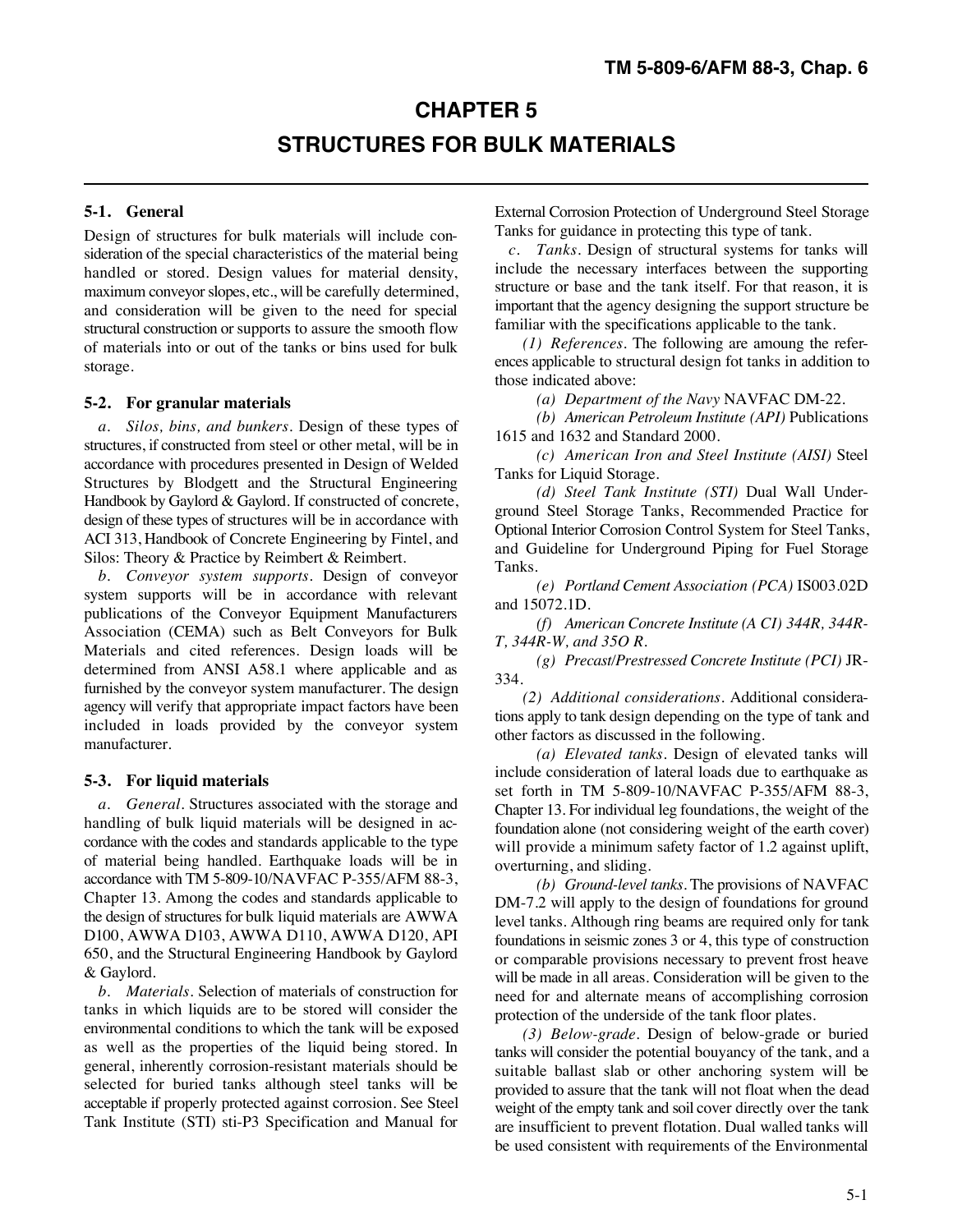# CHAPTER 5

# STRUCTURES FOR BULK MATERIALS

## 5-1. General

Design of structures for bulk materials will include consideration of the special characteristics of the material being handled or stored. Design values for material density, maximum conveyor slopes, etc., will be carefully determined, and consideration will be given to the need for special structural construction or supports to assure the smooth flow of materials into or out of the tanks or bins used for bulk storage.

## 5-2. For granular materials

*a. Silos, bins, and bunkers.* Design of these types of structures, if constructed from steel or other metal, will be in accordance with procedures presented in Design of Welded Structures by Blodgett and the Structural Engineering Handbook by Gaylord & Gaylord. If constructed of concrete, design of these types of structures will be in accordance with ACI 313, Handbook of Concrete Engineering by Fintel, and Silos: Theory & Practice by Reimbert & Reimbert.

*b. Conveyor system supports.* Design of conveyor system supports will be in accordance with relevant publications of the Conveyor Equipment Manufacturers Association (CEMA) such as Belt Conveyors for Bulk Materials and cited references. Design loads will be determined from ANSI A58.1 where applicable and as furnished by the conveyor system manufacturer. The design agency will verify that appropriate impact factors have been included in loads provided by the conveyor system manufacturer.

## 5-3. For liquid materials

*a. General.* Structures associated with the storage and handling of bulk liquid materials will be designed in accordance with the codes and standards applicable to the type of material being handled. Earthquake loads will be in accordance with TM 5-809-10/NAVFAC P-355/AFM 88-3, Chapter 13. Among the codes and standards applicable to the design of structures for bulk liquid materials are AWWA D100, AWWA D103, AWWA D110, AWWA D120, API 650, and the Structural Engineering Handbook by Gaylord & Gaylord.

*b. Materials.* Selection of materials of construction for tanks in which liquids are to be stored will consider the environmental conditions to which the tank will be exposed as well as the properties of the liquid being stored. In general, inherently corrosion-resistant materials should be selected for buried tanks although steel tanks will be acceptable if properly protected against corrosion. See Steel Tank Institute (STI) sti-P3 Specification and Manual for External Corrosion Protection of Underground Steel Storage Tanks for guidance in protecting this type of tank.

*c. Tanks.* Design of structural systems for tanks will include the necessary interfaces between the supporting structure or base and the tank itself. For that reason, it is important that the agency designing the support structure be familiar with the specifications applicable to the tank.

*(1) References.* The following are amoung the references applicable to structural design fot tanks in addition to those indicated above:

*(a) Department of the Navy* NAVFAC DM-22.

*(b) American Petroleum Institute (API)* Publications 1615 and 1632 and Standard 2000.

*(c) American Iron and Steel Institute (AISI)* Steel Tanks for Liquid Storage.

*(d) Steel Tank Institute (STI)* Dual Wall Underground Steel Storage Tanks, Recommended Practice for Optional Interior Corrosion Control System for Steel Tanks, and Guideline for Underground Piping for Fuel Storage Tanks.

*(e) Portland Cement Association (PCA)* IS003.02D and 15072.1D.

*(f) American Concrete Institute (A CI) 344R, 344R-T, 344R-W, and 35O R.*

*(g) Precast/Prestressed Concrete Institute (PCI)* JR-334.

*(2) Additional considerations.* Additional considerations apply to tank design depending on the type of tank and other factors as discussed in the following.

*(a) Elevated tanks.* Design of elevated tanks will include consideration of lateral loads due to earthquake as set forth in TM 5-809-10/NAVFAC P-355/AFM 88-3, Chapter 13. For individual leg foundations, the weight of the foundation alone (not considering weight of the earth cover) will provide a minimum safety factor of 1.2 against uplift, overturning, and sliding.

*(b) Ground-level tanks.* The provisions of NAVFAC DM-7.2 will apply to the design of foundations for ground level tanks. Although ring beams are required only for tank foundations in seismic zones 3 or 4, this type of construction or comparable provisions necessary to prevent frost heave will be made in all areas. Consideration will be given to the need for and alternate means of accomplishing corrosion protection of the underside of the tank floor plates.

*(3) Below-grade.* Design of below-grade or buried tanks will consider the potential bouyancy of the tank, and a suitable ballast slab or other anchoring system will be provided to assure that the tank will not float when the dead weight of the empty tank and soil cover directly over the tank are insufficient to prevent flotation. Dual walled tanks will be used consistent with requirements of the Environmental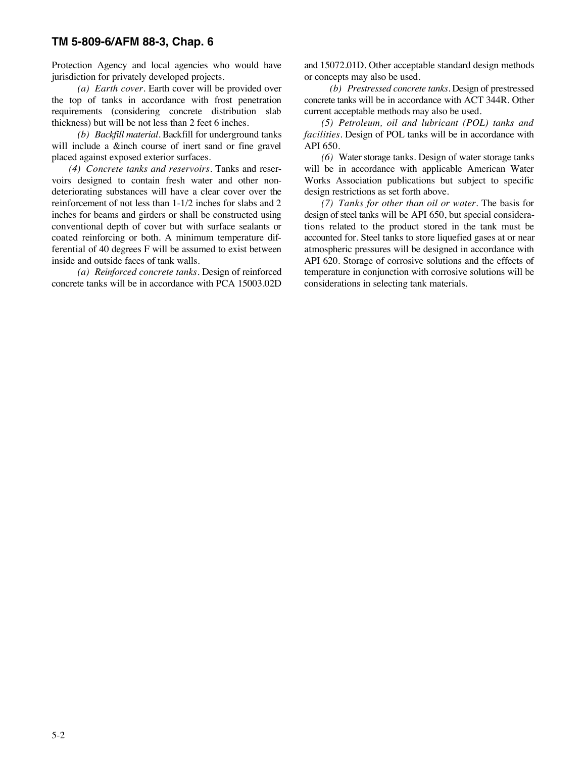Protection Agency and local agencies who would have jurisdiction for privately developed projects.

*(a) Earth cover*. Earth cover will be provided over the top of tanks in accordance with frost penetration requirements (considering concrete distribution slab thickness) but will be not less than 2 feet 6 inches.

*(b) Backfill material*. Backfill for underground tanks will include a &inch course of inert sand or fine gravel placed against exposed exterior surfaces.

*(4) Concrete tanks and reservoirs*. Tanks and reservoirs designed to contain fresh water and other non-deteriorating substances will have a clear cover over the reinforcement of not less than 1-1/2 inches for slabs and 2 inches for beams and girders or shall be constructed using conventional depth of cover but with surface sealants or coated reinforcing or both. A minimum temperature differential of 40 degrees F will be assumed to exist between inside and outside faces of tank walls.

*(a) Reinforced concrete tanks*. Design of reinforced concrete tanks will be in accordance with PCA 15003.02D and 15072.01D. Other acceptable standard design methods or concepts may also be used.

*(b) Prestressed concrete tanks*. Design of prestressed concrete tanks will be in accordance with ACT 344R. Other current acceptable methods may also be used.

*(5) Petroleum, oil and lubricant (POL) tanks and facilities*. Design of POL tanks will be in accordance with API 650.

*(6)* Water storage tanks. Design of water storage tanks will be in accordance with applicable American Water Works Association publications but subject to specific design restrictions as set forth above.

*(7) Tanks for other than oil or water*. The basis for design of steel tanks will be API 650, but special considerations related to the product stored in the tank must be accounted for. Steel tanks to store liquefied gases at or near atmospheric pressures will be designed in accordance with API 620. Storage of corrosive solutions and the effects of temperature in conjunction with corrosive solutions will be considerations in selecting tank materials.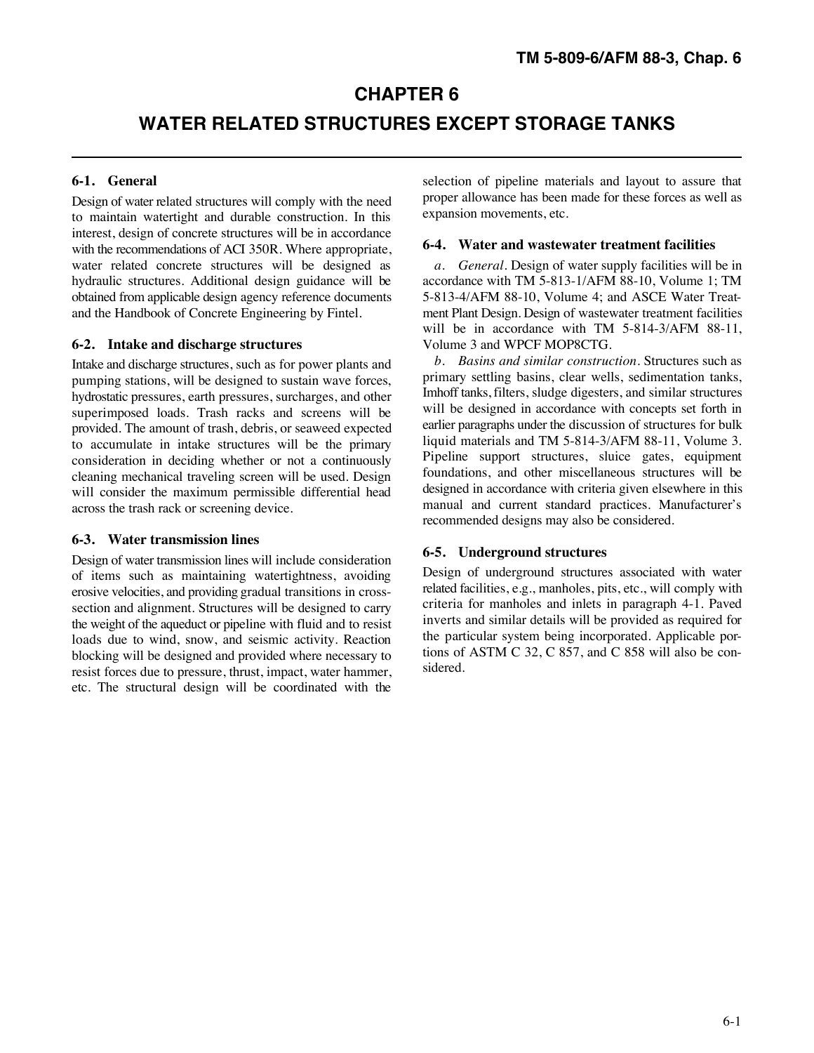# CHAPTER 6

# WATER RELATED STRUCTURES EXCEPT STORAGE TANKS

## 6-1. General

Design of water related structures will comply with the need to maintain watertight and durable construction. In this interest, design of concrete structures will be in accordance with the recommendations of ACI 350R. Where appropriate, water related concrete structures will be designed as hydraulic structures. Additional design guidance will be obtained from applicable design agency reference documents and the Handbook of Concrete Engineering by Fintel.

## 6-2. Intake and discharge structures

Intake and discharge structures, such as for power plants and pumping stations, will be designed to sustain wave forces, hydrostatic pressures, earth pressures, surcharges, and other superimposed loads. Trash racks and screens will be provided. The amount of trash, debris, or seaweed expected to accumulate in intake structures will be the primary consideration in deciding whether or not a continuously cleaning mechanical traveling screen will be used. Design will consider the maximum permissible differential head across the trash rack or screening device.

## 6-3. Water transmission lines

Design of water transmission lines will include consideration of items such as maintaining watertightness, avoiding erosive velocities, and providing gradual transitions in cross-section and alignment. Structures will be designed to carry the weight of the aqueduct or pipeline with fluid and to resist loads due to wind, snow, and seismic activity. Reaction blocking will be designed and provided where necessary to resist forces due to pressure, thrust, impact, water hammer, etc. The structural design will be coordinated with the selection of pipeline materials and layout to assure that proper allowance has been made for these forces as well as expansion movements, etc.

## 6-4. Water and wastewater treatment facilities

*a. General*. Design of water supply facilities will be in accordance with TM 5-813-1/AFM 88-10, Volume 1; TM 5-813-4/AFM 88-10, Volume 4; and ASCE Water Treatment Plant Design. Design of wastewater treatment facilities will be in accordance with TM 5-814-3/AFM 88-11, Volume 3 and WPCF MOP8CTG.

*b. Basins and similar construction*. Structures such as primary settling basins, clear wells, sedimentation tanks, Imhoff tanks, filters, sludge digesters, and similar structures will be designed in accordance with concepts set forth in earlier paragraphs under the discussion of structures for bulk liquid materials and TM 5-814-3/AFM 88-11, Volume 3. Pipeline support structures, sluice gates, equipment foundations, and other miscellaneous structures will be designed in accordance with criteria given elsewhere in this manual and current standard practices. Manufacturer's recommended designs may also be considered.

## 6-5. Underground structures

Design of underground structures associated with water related facilities, e.g., manholes, pits, etc., will comply with criteria for manholes and inlets in paragraph 4-1. Paved inverts and similar details will be provided as required for the particular system being incorporated. Applicable portions of ASTM C 32, C 857, and C 858 will also be considered.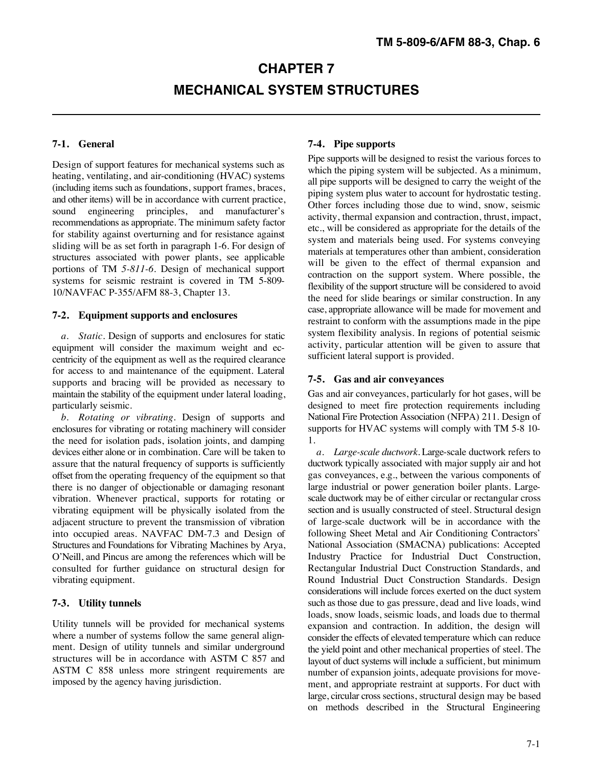# CHAPTER 7

# MECHANICAL SYSTEM STRUCTURES

## 7-1. General

Design of support features for mechanical systems such as heating, ventilating, and air-conditioning (HVAC) systems (including items such as foundations, support frames, braces, and other items) will be in accordance with current practice, sound engineering principles, and manufacturer's recommendations as appropriate. The minimum safety factor for stability against overturning and for resistance against sliding will be as set forth in paragraph 1-6. For design of structures associated with power plants, see applicable portions of TM *5-811-6*. Design of mechanical support systems for seismic restraint is covered in TM 5-809-10/NAVFAC P-355/AFM 88-3, Chapter 13.

## 7-2. Equipment supports and enclosures

*a. Static*. Design of supports and enclosures for static equipment will consider the maximum weight and eccentricity of the equipment as well as the required clearance for access to and maintenance of the equipment. Lateral supports and bracing will be provided as necessary to maintain the stability of the equipment under lateral loading, particularly seismic.

*b. Rotating or vibrating*. Design of supports and enclosures for vibrating or rotating machinery will consider the need for isolation pads, isolation joints, and damping devices either alone or in combination. Care will be taken to assure that the natural frequency of supports is sufficiently offset from the operating frequency of the equipment so that there is no danger of objectionable or damaging resonant vibration. Whenever practical, supports for rotating or vibrating equipment will be physically isolated from the adjacent structure to prevent the transmission of vibration into occupied areas. NAVFAC DM-7.3 and Design of Structures and Foundations for Vibrating Machines by Arya, O'Neill, and Pincus are among the references which will be consulted for further guidance on structural design for vibrating equipment.

## 7-3. Utility tunnels

Utility tunnels will be provided for mechanical systems where a number of systems follow the same general alignment. Design of utility tunnels and similar underground structures will be in accordance with ASTM C 857 and ASTM C 858 unless more stringent requirements are imposed by the agency having jurisdiction.

## 7-4. Pipe supports

Pipe supports will be designed to resist the various forces to which the piping system will be subjected. As a minimum, all pipe supports will be designed to carry the weight of the piping system plus water to account for hydrostatic testing. Other forces including those due to wind, snow, seismic activity, thermal expansion and contraction, thrust, impact, etc., will be considered as appropriate for the details of the system and materials being used. For systems conveying materials at temperatures other than ambient, consideration will be given to the effect of thermal expansion and contraction on the support system. Where possible, the flexibility of the support structure will be considered to avoid the need for slide bearings or similar construction. In any case, appropriate allowance will be made for movement and restraint to conform with the assumptions made in the pipe system flexibility analysis. In regions of potential seismic activity, particular attention will be given to assure that sufficient lateral support is provided.

## 7-5. Gas and air conveyances

Gas and air conveyances, particularly for hot gases, will be designed to meet fire protection requirements including National Fire Protection Association (NFPA) 211. Design of supports for HVAC systems will comply with TM 5-8 10-1.

*a. Large-scale ductwork*. Large-scale ductwork refers to ductwork typically associated with major supply air and hot gas conveyances, e.g., between the various components of large industrial or power generation boiler plants. Large-scale ductwork may be of either circular or rectangular cross section and is usually constructed of steel. Structural design of large-scale ductwork will be in accordance with the following Sheet Metal and Air Conditioning Contractors' National Association (SMACNA) publications: Accepted Industry Practice for Industrial Duct Construction, Rectangular Industrial Duct Construction Standards, and Round Industrial Duct Construction Standards. Design considerations will include forces exerted on the duct system such as those due to gas pressure, dead and live loads, wind loads, snow loads, seismic loads, and loads due to thermal expansion and contraction. In addition, the design will consider the effects of elevated temperature which can reduce the yield point and other mechanical properties of steel. The layout of duct systems will include a sufficient, but minimum number of expansion joints, adequate provisions for movement, and appropriate restraint at supports. For duct with large, circular cross sections, structural design may be based on methods described in the Structural Engineering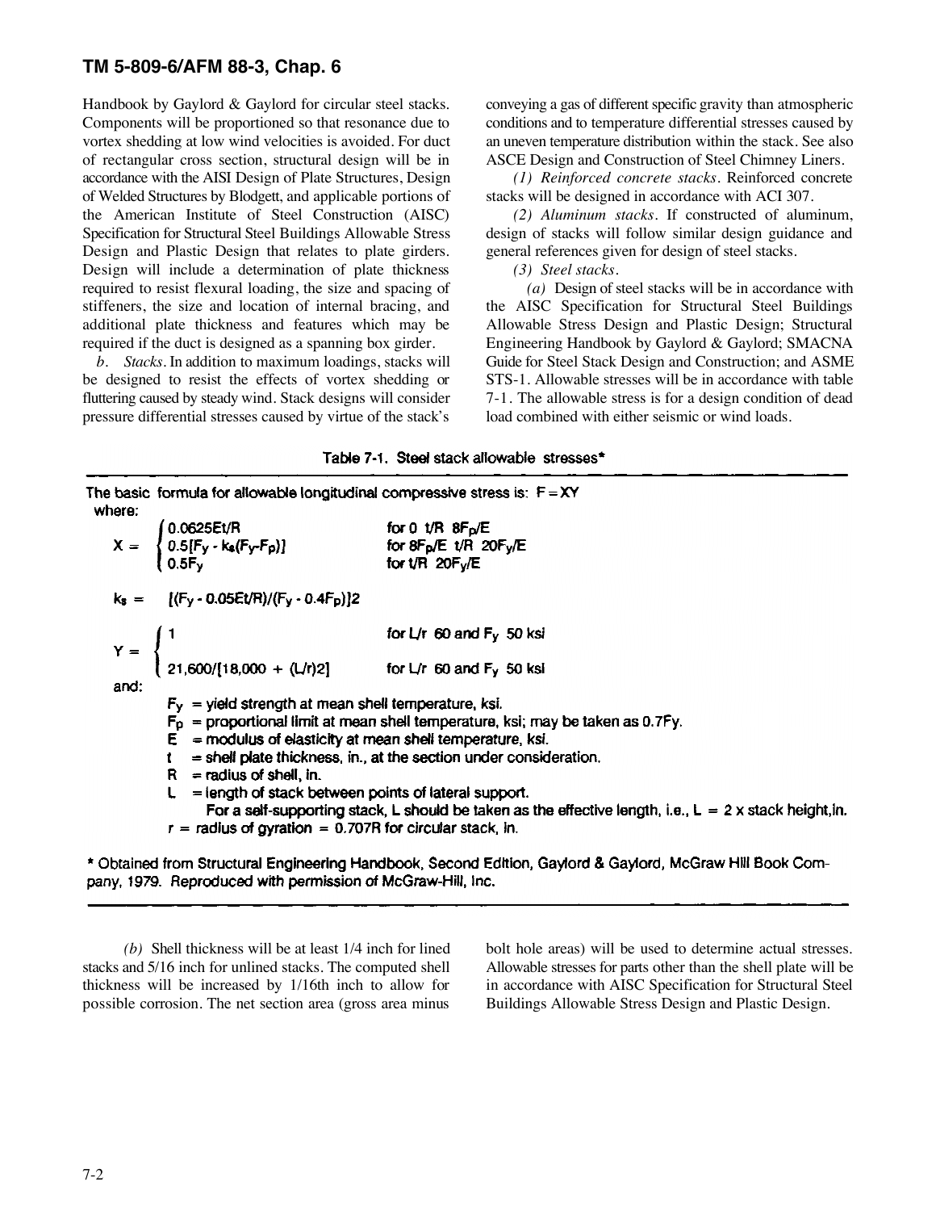Handbook by Gaylord & Gaylord for circular steel stacks. Components will be proportioned so that resonance due to vortex shedding at low wind velocities is avoided. For duct of rectangular cross section, structural design will be in accordance with the AISI Design of Plate Structures, Design of Welded Structures by Blodgett, and applicable portions of the American Institute of Steel Construction (AISC) Specification for Structural Steel Buildings Allowable Stress Design and Plastic Design that relates to plate girders. Design will include a determination of plate thickness required to resist flexural loading, the size and spacing of stiffeners, the size and location of internal bracing, and additional plate thickness and features which may be required if the duct is designed as a spanning box girder.

*b. Stacks.* In addition to maximum loadings, stacks will be designed to resist the effects of vortex shedding or fluttering caused by steady wind. Stack designs will consider pressure differential stresses caused by virtue of the stack's conveying a gas of different specific gravity than atmospheric conditions and to temperature differential stresses caused by an uneven temperature distribution within the stack. See also ASCE Design and Construction of Steel Chimney Liners.

*(1) Reinforced concrete stacks.* Reinforced concrete stacks will be designed in accordance with ACI 307.

*(2) Aluminum stacks.* If constructed of aluminum, design of stacks will follow similar design guidance and general references given for design of steel stacks.

*(3) Steel stacks.*

*(a)* Design of steel stacks will be in accordance with the AISC Specification for Structural Steel Buildings Allowable Stress Design and Plastic Design; Structural Engineering Handbook by Gaylord & Gaylord; SMACNA Guide for Steel Stack Design and Construction; and ASME STS-1. Allowable stresses will be in accordance with table 7-1. The allowable stress is for a design condition of dead load combined with either seismic or wind loads.

**Table 7-1. Steel stack allowable stresses***

The basic formula for allowable longitudinal compressive stress is: $F = XY$

where:

$$X = \begin{cases} 0.0625Et/R & \text{for } 0 \;\; t/R \;\; 8F_p/E \\ 0.5[F_y - k_s(F_y - F_p)] & \text{for } 8F_p/E \;\; t/R \;\; 20F_y/E \\ 0.5F_y & \text{for } t/R \;\; 20F_y/E \end{cases}$$

$$k_s = [(F_y - 0.05Et/R)/(F_y - 0.4F_p)]2$$

$$Y = \begin{cases} 1 & \text{for } L/r \;\; 60 \text{ and } F_y \;\; 50 \text{ ksi} \\ 21{,}600/[18{,}000 + (L/r)2] & \text{for } L/r \;\; 60 \text{ and } F_y \;\; 50 \text{ ksi} \end{cases}$$

and:

- $F_y$ = yield strength at mean shell temperature, ksi.
- $F_p$ = proportional limit at mean shell temperature, ksi; may be taken as $0.7F_y$.
- $E$ = modulus of elasticity at mean shell temperature, ksi.
- $t$ = shell plate thickness, in., at the section under consideration.
- $R$ = radius of shell, in.
- $L$ = length of stack between points of lateral support. For a self-supporting stack, L should be taken as the effective length, i.e., $L = 2 \times$ stack height, in.
- $r$ = radius of gyration = $0.707R$ for circular stack, in.

* Obtained from Structural Engineering Handbook, Second Edition, Gaylord & Gaylord, McGraw Hill Book Company, 1979. Reproduced with permission of McGraw-Hill, Inc.

*(b)* Shell thickness will be at least 1/4 inch for lined stacks and 5/16 inch for unlined stacks. The computed shell thickness will be increased by 1/16th inch to allow for possible corrosion. The net section area (gross area minus bolt hole areas) will be used to determine actual stresses. Allowable stresses for parts other than the shell plate will be in accordance with AISC Specification for Structural Steel Buildings Allowable Stress Design and Plastic Design.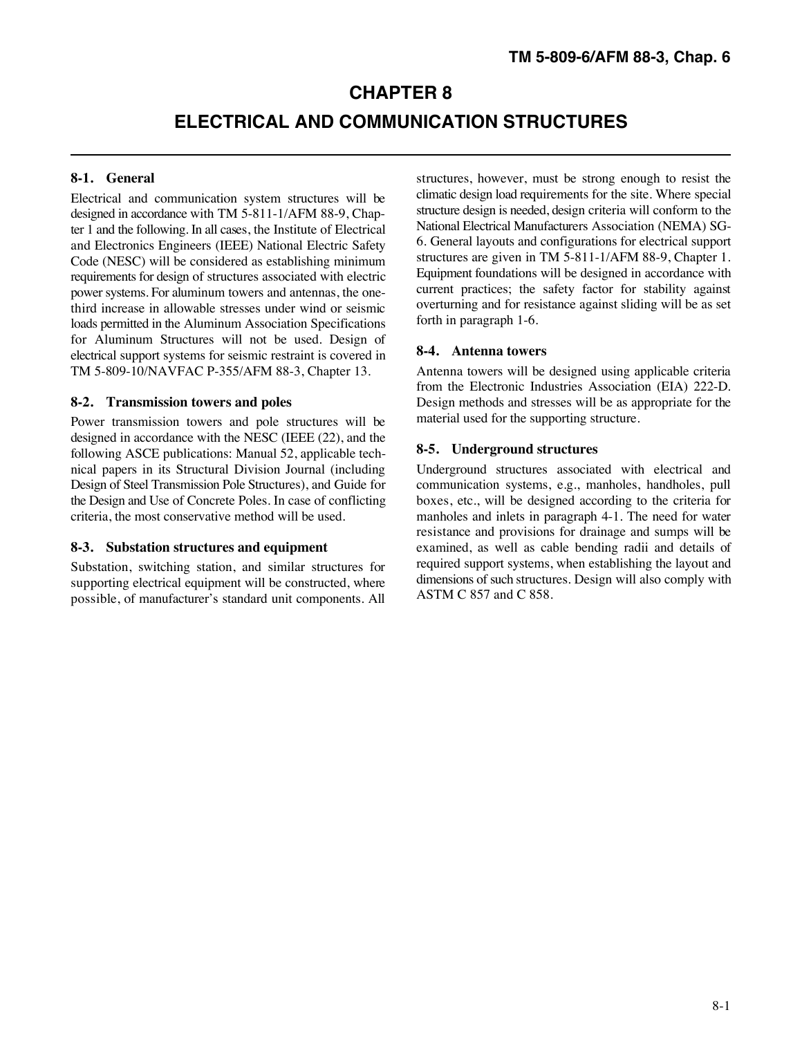# CHAPTER 8

# ELECTRICAL AND COMMUNICATION STRUCTURES

## 8-1. General

Electrical and communication system structures will be designed in accordance with TM 5-811-1/AFM 88-9, Chapter 1 and the following. In all cases, the Institute of Electrical and Electronics Engineers (IEEE) National Electric Safety Code (NESC) will be considered as establishing minimum requirements for design of structures associated with electric power systems. For aluminum towers and antennas, the one-third increase in allowable stresses under wind or seismic loads permitted in the Aluminum Association Specifications for Aluminum Structures will not be used. Design of electrical support systems for seismic restraint is covered in TM 5-809-10/NAVFAC P-355/AFM 88-3, Chapter 13.

## 8-2. Transmission towers and poles

Power transmission towers and pole structures will be designed in accordance with the NESC (IEEE (22), and the following ASCE publications: Manual 52, applicable technical papers in its Structural Division Journal (including Design of Steel Transmission Pole Structures), and Guide for the Design and Use of Concrete Poles. In case of conflicting criteria, the most conservative method will be used.

## 8-3. Substation structures and equipment

Substation, switching station, and similar structures for supporting electrical equipment will be constructed, where possible, of manufacturer's standard unit components. All structures, however, must be strong enough to resist the climatic design load requirements for the site. Where special structure design is needed, design criteria will conform to the National Electrical Manufacturers Association (NEMA) SG-6. General layouts and configurations for electrical support structures are given in TM 5-811-1/AFM 88-9, Chapter 1. Equipment foundations will be designed in accordance with current practices; the safety factor for stability against overturning and for resistance against sliding will be as set forth in paragraph 1-6.

## 8-4. Antenna towers

Antenna towers will be designed using applicable criteria from the Electronic Industries Association (EIA) 222-D. Design methods and stresses will be as appropriate for the material used for the supporting structure.

## 8-5. Underground structures

Underground structures associated with electrical and communication systems, e.g., manholes, handholes, pull boxes, etc., will be designed according to the criteria for manholes and inlets in paragraph 4-1. The need for water resistance and provisions for drainage and sumps will be examined, as well as cable bending radii and details of required support systems, when establishing the layout and dimensions of such structures. Design will also comply with ASTM C 857 and C 858.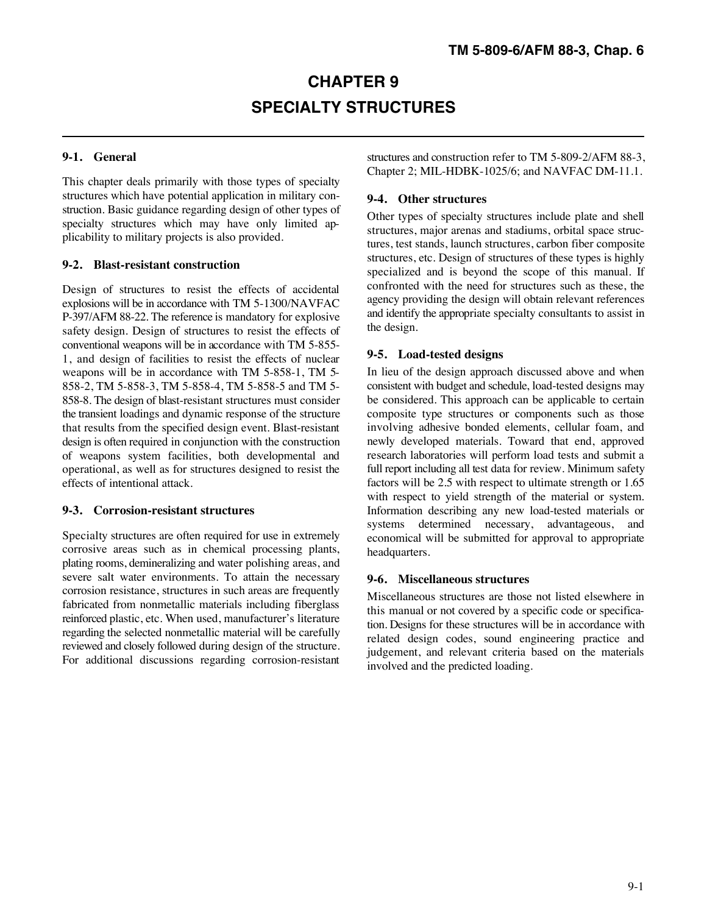# CHAPTER 9
# SPECIALTY STRUCTURES

## 9-1. General

This chapter deals primarily with those types of specialty structures which have potential application in military construction. Basic guidance regarding design of other types of specialty structures which may have only limited applicability to military projects is also provided.

## 9-2. Blast-resistant construction

Design of structures to resist the effects of accidental explosions will be in accordance with TM 5-1300/NAVFAC P-397/AFM 88-22. The reference is mandatory for explosive safety design. Design of structures to resist the effects of conventional weapons will be in accordance with TM 5-855-1, and design of facilities to resist the effects of nuclear weapons will be in accordance with TM 5-858-1, TM 5-858-2, TM 5-858-3, TM 5-858-4, TM 5-858-5 and TM 5-858-8. The design of blast-resistant structures must consider the transient loadings and dynamic response of the structure that results from the specified design event. Blast-resistant design is often required in conjunction with the construction of weapons system facilities, both developmental and operational, as well as for structures designed to resist the effects of intentional attack.

## 9-3. Corrosion-resistant structures

Specialty structures are often required for use in extremely corrosive areas such as in chemical processing plants, plating rooms, demineralizing and water polishing areas, and severe salt water environments. To attain the necessary corrosion resistance, structures in such areas are frequently fabricated from nonmetallic materials including fiberglass reinforced plastic, etc. When used, manufacturer's literature regarding the selected nonmetallic material will be carefully reviewed and closely followed during design of the structure. For additional discussions regarding corrosion-resistant structures and construction refer to TM 5-809-2/AFM 88-3, Chapter 2; MIL-HDBK-1025/6; and NAVFAC DM-11.1.

## 9-4. Other structures

Other types of specialty structures include plate and shell structures, major arenas and stadiums, orbital space structures, test stands, launch structures, carbon fiber composite structures, etc. Design of structures of these types is highly specialized and is beyond the scope of this manual. If confronted with the need for structures such as these, the agency providing the design will obtain relevant references and identify the appropriate specialty consultants to assist in the design.

## 9-5. Load-tested designs

In lieu of the design approach discussed above and when consistent with budget and schedule, load-tested designs may be considered. This approach can be applicable to certain composite type structures or components such as those involving adhesive bonded elements, cellular foam, and newly developed materials. Toward that end, approved research laboratories will perform load tests and submit a full report including all test data for review. Minimum safety factors will be 2.5 with respect to ultimate strength or 1.65 with respect to yield strength of the material or system. Information describing any new load-tested materials or systems determined necessary, advantageous, and economical will be submitted for approval to appropriate headquarters.

## 9-6. Miscellaneous structures

Miscellaneous structures are those not listed elsewhere in this manual or not covered by a specific code or specification. Designs for these structures will be in accordance with related design codes, sound engineering practice and judgement, and relevant criteria based on the materials involved and the predicted loading.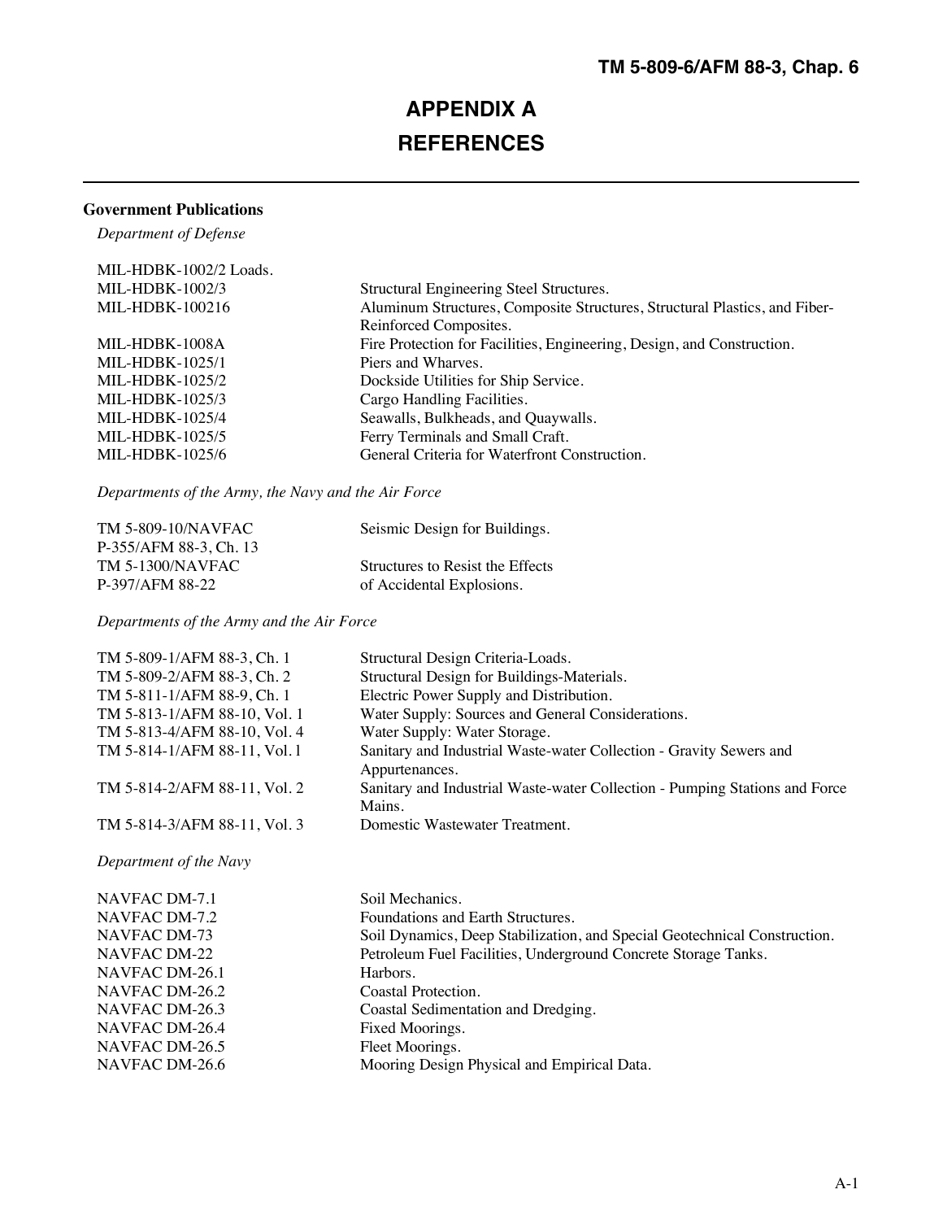# APPENDIX A
# REFERENCES

**Government Publications**

*Department of Defense*

| | |
|---|---|
| MIL-HDBK-1002/2 Loads. | |
| MIL-HDBK-1002/3 | Structural Engineering Steel Structures. |
| MIL-HDBK-100216 | Aluminum Structures, Composite Structures, Structural Plastics, and Fiber-Reinforced Composites. |
| MIL-HDBK-1008A | Fire Protection for Facilities, Engineering, Design, and Construction. |
| MIL-HDBK-1025/1 | Piers and Wharves. |
| MIL-HDBK-1025/2 | Dockside Utilities for Ship Service. |
| MIL-HDBK-1025/3 | Cargo Handling Facilities. |
| MIL-HDBK-1025/4 | Seawalls, Bulkheads, and Quaywalls. |
| MIL-HDBK-1025/5 | Ferry Terminals and Small Craft. |
| MIL-HDBK-1025/6 | General Criteria for Waterfront Construction. |

*Departments of the Army, the Navy and the Air Force*

| | |
|---|---|
| TM 5-809-10/NAVFAC P-355/AFM 88-3, Ch. 13 | Seismic Design for Buildings. |
| TM 5-1300/NAVFAC P-397/AFM 88-22 | Structures to Resist the Effects of Accidental Explosions. |

*Departments of the Army and the Air Force*

| | |
|---|---|
| TM 5-809-1/AFM 88-3, Ch. 1 | Structural Design Criteria-Loads. |
| TM 5-809-2/AFM 88-3, Ch. 2 | Structural Design for Buildings-Materials. |
| TM 5-811-1/AFM 88-9, Ch. 1 | Electric Power Supply and Distribution. |
| TM 5-813-1/AFM 88-10, Vol. 1 | Water Supply: Sources and General Considerations. |
| TM 5-813-4/AFM 88-10, Vol. 4 | Water Supply: Water Storage. |
| TM 5-814-1/AFM 88-11, Vol. l | Sanitary and Industrial Waste-water Collection - Gravity Sewers and Appurtenances. |
| TM 5-814-2/AFM 88-11, Vol. 2 | Sanitary and Industrial Waste-water Collection - Pumping Stations and Force Mains. |
| TM 5-814-3/AFM 88-11, Vol. 3 | Domestic Wastewater Treatment. |

*Department of the Navy*

| | |
|---|---|
| NAVFAC DM-7.1 | Soil Mechanics. |
| NAVFAC DM-7.2 | Foundations and Earth Structures. |
| NAVFAC DM-73 | Soil Dynamics, Deep Stabilization, and Special Geotechnical Construction. |
| NAVFAC DM-22 | Petroleum Fuel Facilities, Underground Concrete Storage Tanks. |
| NAVFAC DM-26.1 | Harbors. |
| NAVFAC DM-26.2 | Coastal Protection. |
| NAVFAC DM-26.3 | Coastal Sedimentation and Dredging. |
| NAVFAC DM-26.4 | Fixed Moorings. |
| NAVFAC DM-26.5 | Fleet Moorings. |
| NAVFAC DM-26.6 | Mooring Design Physical and Empirical Data. |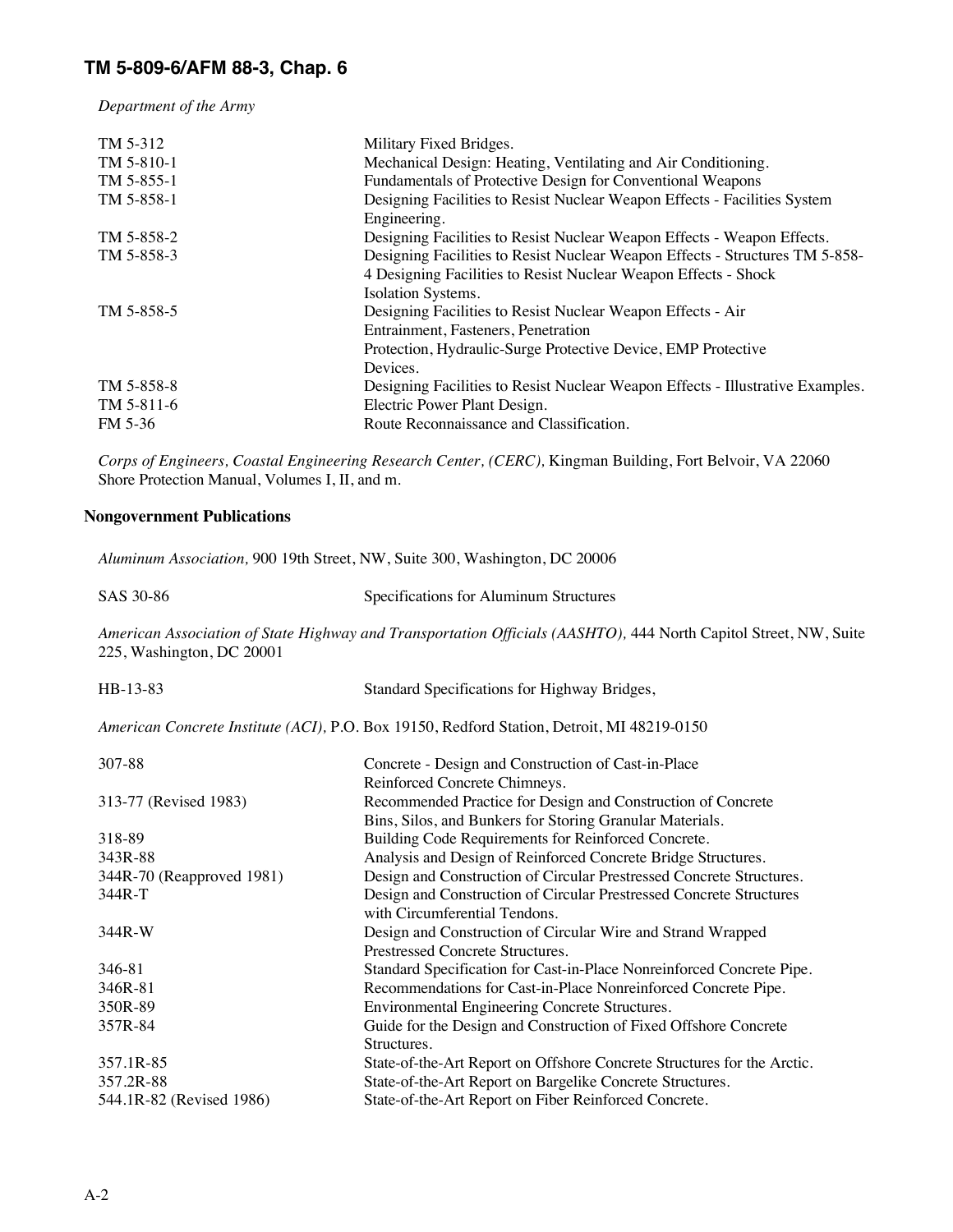*Department of the Army*

| | |
|---|---|
| TM 5-312 | Military Fixed Bridges. |
| TM 5-810-1 | Mechanical Design: Heating, Ventilating and Air Conditioning. |
| TM 5-855-1 | Fundamentals of Protective Design for Conventional Weapons |
| TM 5-858-1 | Designing Facilities to Resist Nuclear Weapon Effects - Facilities System Engineering. |
| TM 5-858-2 | Designing Facilities to Resist Nuclear Weapon Effects - Weapon Effects. |
| TM 5-858-3 | Designing Facilities to Resist Nuclear Weapon Effects - Structures TM 5-858-4 Designing Facilities to Resist Nuclear Weapon Effects - Shock Isolation Systems. |
| TM 5-858-5 | Designing Facilities to Resist Nuclear Weapon Effects - Air Entrainment, Fasteners, Penetration Protection, Hydraulic-Surge Protective Device, EMP Protective Devices. |
| TM 5-858-8 | Designing Facilities to Resist Nuclear Weapon Effects - Illustrative Examples. |
| TM 5-811-6 | Electric Power Plant Design. |
| FM 5-36 | Route Reconnaissance and Classification. |

*Corps of Engineers, Coastal Engineering Research Center, (CERC),* Kingman Building, Fort Belvoir, VA 22060
Shore Protection Manual, Volumes I, II, and m.

### Nongovernment Publications

*Aluminum Association,* 900 19th Street, NW, Suite 300, Washington, DC 20006

| | |
|---|---|
| SAS 30-86 | Specifications for Aluminum Structures |

*American Association of State Highway and Transportation Officials (AASHTO),* 444 North Capitol Street, NW, Suite 225, Washington, DC 20001

| | |
|---|---|
| HB-13-83 | Standard Specifications for Highway Bridges, |

*American Concrete Institute (ACI),* P.O. Box 19150, Redford Station, Detroit, MI 48219-0150

| | |
|---|---|
| 307-88 | Concrete - Design and Construction of Cast-in-Place Reinforced Concrete Chimneys. |
| 313-77 (Revised 1983) | Recommended Practice for Design and Construction of Concrete Bins, Silos, and Bunkers for Storing Granular Materials. |
| 318-89 | Building Code Requirements for Reinforced Concrete. |
| 343R-88 | Analysis and Design of Reinforced Concrete Bridge Structures. |
| 344R-70 (Reapproved 1981) | Design and Construction of Circular Prestressed Concrete Structures. |
| 344R-T | Design and Construction of Circular Prestressed Concrete Structures with Circumferential Tendons. |
| 344R-W | Design and Construction of Circular Wire and Strand Wrapped Prestressed Concrete Structures. |
| 346-81 | Standard Specification for Cast-in-Place Nonreinforced Concrete Pipe. |
| 346R-81 | Recommendations for Cast-in-Place Nonreinforced Concrete Pipe. |
| 350R-89 | Environmental Engineering Concrete Structures. |
| 357R-84 | Guide for the Design and Construction of Fixed Offshore Concrete Structures. |
| 357.1R-85 | State-of-the-Art Report on Offshore Concrete Structures for the Arctic. |
| 357.2R-88 | State-of-the-Art Report on Bargelike Concrete Structures. |
| 544.1R-82 (Revised 1986) | State-of-the-Art Report on Fiber Reinforced Concrete. |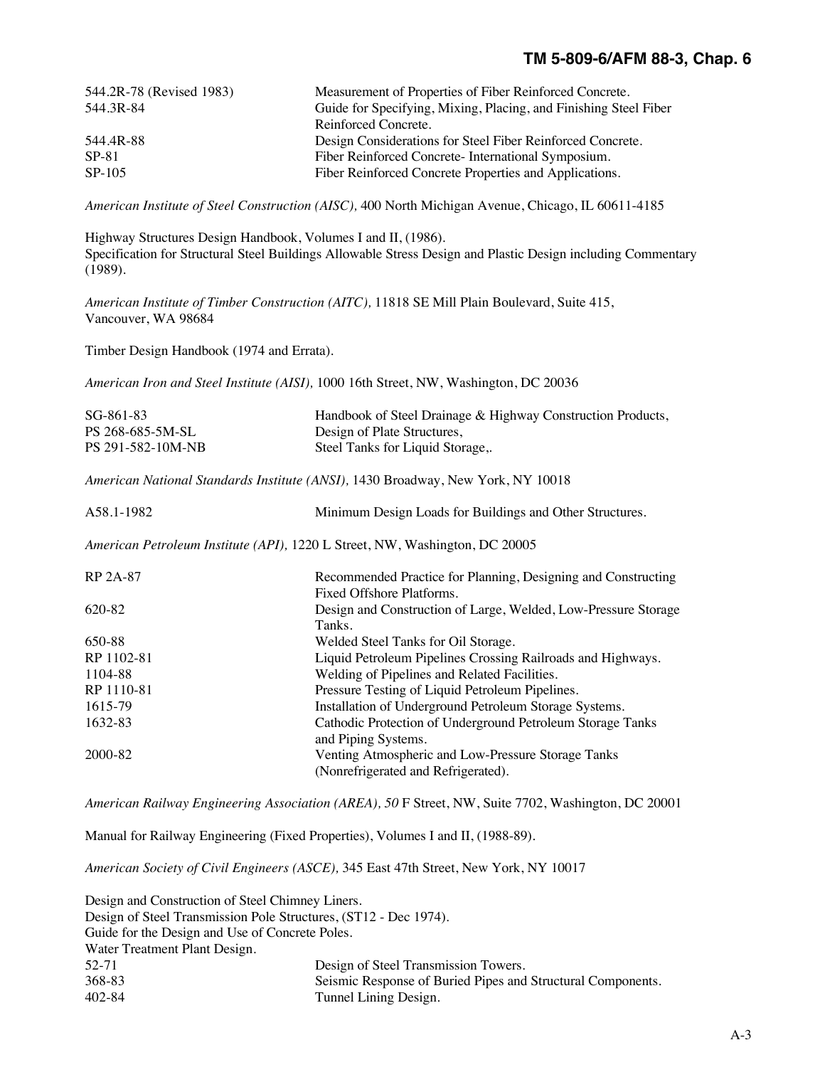| | |
|---|---|
| 544.2R-78 (Revised 1983) | Measurement of Properties of Fiber Reinforced Concrete. |
| 544.3R-84 | Guide for Specifying, Mixing, Placing, and Finishing Steel Fiber Reinforced Concrete. |
| 544.4R-88 | Design Considerations for Steel Fiber Reinforced Concrete. |
| SP-81 | Fiber Reinforced Concrete- International Symposium. |
| SP-105 | Fiber Reinforced Concrete Properties and Applications. |

*American Institute of Steel Construction (AISC),* 400 North Michigan Avenue, Chicago, IL 60611-4185

Highway Structures Design Handbook, Volumes I and II, (1986).
Specification for Structural Steel Buildings Allowable Stress Design and Plastic Design including Commentary (1989).

*American Institute of Timber Construction (AITC),* 11818 SE Mill Plain Boulevard, Suite 415, Vancouver, WA 98684

Timber Design Handbook (1974 and Errata).

*American Iron and Steel Institute (AISI),* 1000 16th Street, NW, Washington, DC 20036

| | |
|---|---|
| SG-861-83 | Handbook of Steel Drainage & Highway Construction Products, |
| PS 268-685-5M-SL | Design of Plate Structures, |
| PS 291-582-10M-NB | Steel Tanks for Liquid Storage,. |

*American National Standards Institute (ANSI),* 1430 Broadway, New York, NY 10018

| | |
|---|---|
| A58.1-1982 | Minimum Design Loads for Buildings and Other Structures. |

*American Petroleum Institute (API),* 1220 L Street, NW, Washington, DC 20005

| | |
|---|---|
| RP 2A-87 | Recommended Practice for Planning, Designing and Constructing Fixed Offshore Platforms. |
| 620-82 | Design and Construction of Large, Welded, Low-Pressure Storage Tanks. |
| 650-88 | Welded Steel Tanks for Oil Storage. |
| RP 1102-81 | Liquid Petroleum Pipelines Crossing Railroads and Highways. |
| 1104-88 | Welding of Pipelines and Related Facilities. |
| RP 1110-81 | Pressure Testing of Liquid Petroleum Pipelines. |
| 1615-79 | Installation of Underground Petroleum Storage Systems. |
| 1632-83 | Cathodic Protection of Underground Petroleum Storage Tanks and Piping Systems. |
| 2000-82 | Venting Atmospheric and Low-Pressure Storage Tanks (Nonrefrigerated and Refrigerated). |

*American Railway Engineering Association (AREA), 50* F Street, NW, Suite 7702, Washington, DC 20001

Manual for Railway Engineering (Fixed Properties), Volumes I and II, (1988-89).

*American Society of Civil Engineers (ASCE),* 345 East 47th Street, New York, NY 10017

Design and Construction of Steel Chimney Liners.
Design of Steel Transmission Pole Structures, (ST12 - Dec 1974).
Guide for the Design and Use of Concrete Poles.
Water Treatment Plant Design.

| | |
|---|---|
| 52-71 | Design of Steel Transmission Towers. |
| 368-83 | Seismic Response of Buried Pipes and Structural Components. |
| 402-84 | Tunnel Lining Design. |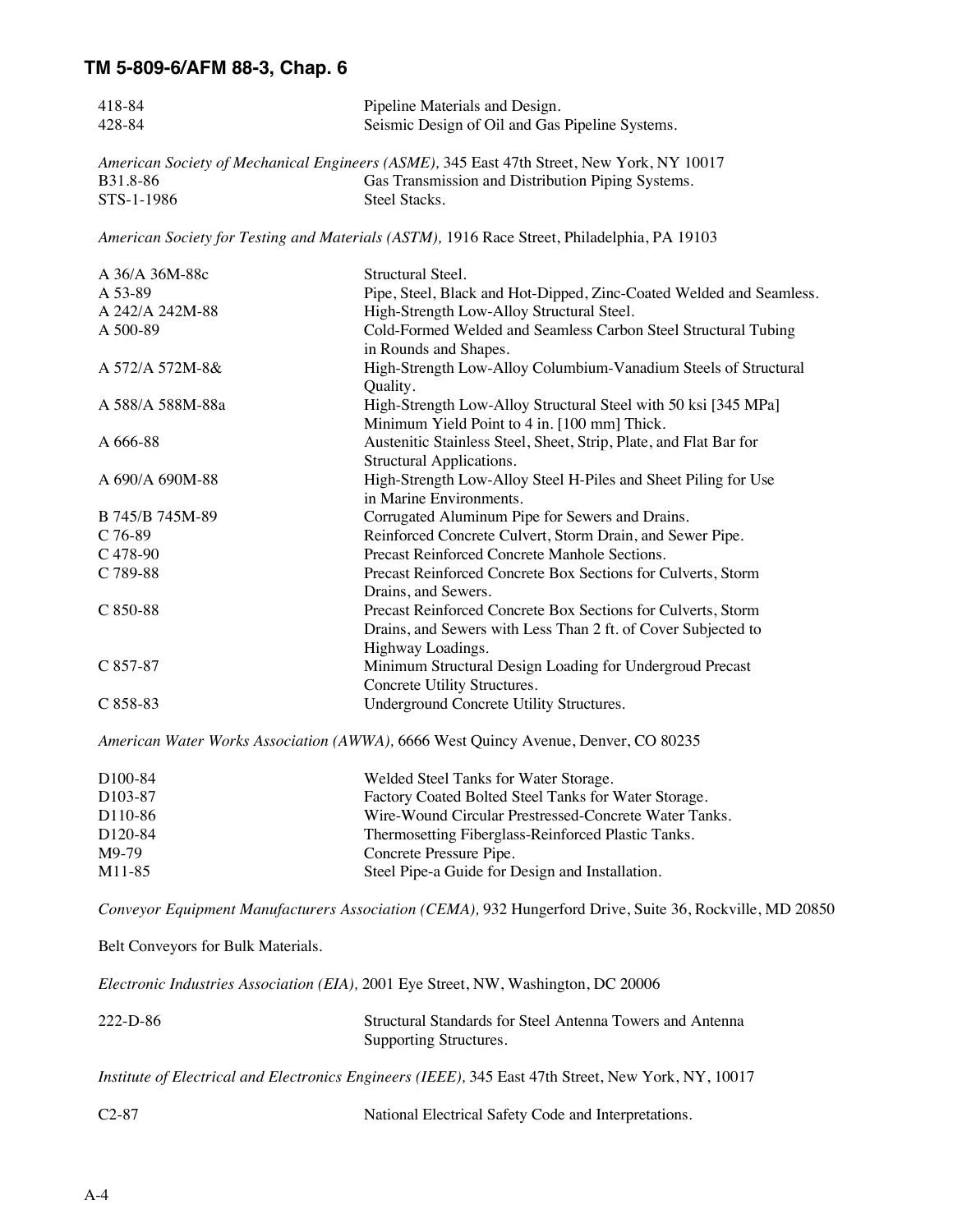| | |
|---|---|
| 418-84 | Pipeline Materials and Design. |
| 428-84 | Seismic Design of Oil and Gas Pipeline Systems. |

*American Society of Mechanical Engineers (ASME),* 345 East 47th Street, New York, NY 10017

| | |
|---|---|
| B31.8-86 | Gas Transmission and Distribution Piping Systems. |
| STS-1-1986 | Steel Stacks. |

*American Society for Testing and Materials (ASTM),* 1916 Race Street, Philadelphia, PA 19103

| | |
|---|---|
| A 36/A 36M-88c | Structural Steel. |
| A 53-89 | Pipe, Steel, Black and Hot-Dipped, Zinc-Coated Welded and Seamless. |
| A 242/A 242M-88 | High-Strength Low-Alloy Structural Steel. |
| A 500-89 | Cold-Formed Welded and Seamless Carbon Steel Structural Tubing in Rounds and Shapes. |
| A 572/A 572M-8& | High-Strength Low-Alloy Columbium-Vanadium Steels of Structural Quality. |
| A 588/A 588M-88a | High-Strength Low-Alloy Structural Steel with 50 ksi [345 MPa] Minimum Yield Point to 4 in. [100 mm] Thick. |
| A 666-88 | Austenitic Stainless Steel, Sheet, Strip, Plate, and Flat Bar for Structural Applications. |
| A 690/A 690M-88 | High-Strength Low-Alloy Steel H-Piles and Sheet Piling for Use in Marine Environments. |
| B 745/B 745M-89 | Corrugated Aluminum Pipe for Sewers and Drains. |
| C 76-89 | Reinforced Concrete Culvert, Storm Drain, and Sewer Pipe. |
| C 478-90 | Precast Reinforced Concrete Manhole Sections. |
| C 789-88 | Precast Reinforced Concrete Box Sections for Culverts, Storm Drains, and Sewers. |
| C 850-88 | Precast Reinforced Concrete Box Sections for Culverts, Storm Drains, and Sewers with Less Than 2 ft. of Cover Subjected to Highway Loadings. |
| C 857-87 | Minimum Structural Design Loading for Undergroud Precast Concrete Utility Structures. |
| C 858-83 | Underground Concrete Utility Structures. |

*American Water Works Association (AWWA),* 6666 West Quincy Avenue, Denver, CO 80235

| | |
|---|---|
| D100-84 | Welded Steel Tanks for Water Storage. |
| D103-87 | Factory Coated Bolted Steel Tanks for Water Storage. |
| D110-86 | Wire-Wound Circular Prestressed-Concrete Water Tanks. |
| D120-84 | Thermosetting Fiberglass-Reinforced Plastic Tanks. |
| M9-79 | Concrete Pressure Pipe. |
| M11-85 | Steel Pipe-a Guide for Design and Installation. |

*Conveyor Equipment Manufacturers Association (CEMA),* 932 Hungerford Drive, Suite 36, Rockville, MD 20850

Belt Conveyors for Bulk Materials.

*Electronic Industries Association (EIA),* 2001 Eye Street, NW, Washington, DC 20006

| | |
|---|---|
| 222-D-86 | Structural Standards for Steel Antenna Towers and Antenna Supporting Structures. |

*Institute of Electrical and Electronics Engineers (IEEE),* 345 East 47th Street, New York, NY, 10017

| | |
|---|---|
| C2-87 | National Electrical Safety Code and Interpretations. |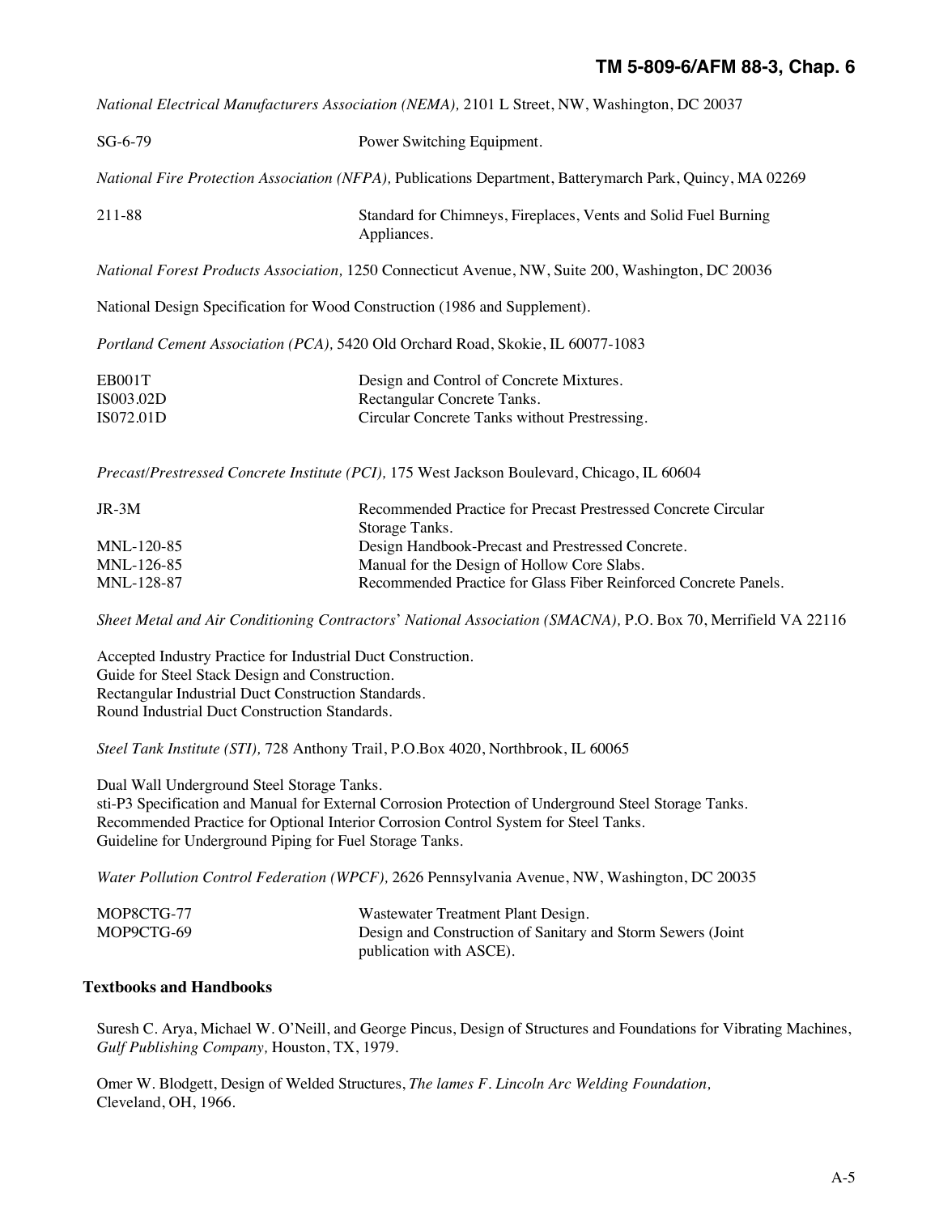*National Electrical Manufacturers Association (NEMA),* 2101 L Street, NW, Washington, DC 20037

| | |
|---|---|
| SG-6-79 | Power Switching Equipment. |

*National Fire Protection Association (NFPA),* Publications Department, Batterymarch Park, Quincy, MA 02269

| | |
|---|---|
| 211-88 | Standard for Chimneys, Fireplaces, Vents and Solid Fuel Burning Appliances. |

*National Forest Products Association,* 1250 Connecticut Avenue, NW, Suite 200, Washington, DC 20036

National Design Specification for Wood Construction (1986 and Supplement).

*Portland Cement Association (PCA),* 5420 Old Orchard Road, Skokie, IL 60077-1083

| | |
|---|---|
| EB001T | Design and Control of Concrete Mixtures. |
| IS003.02D | Rectangular Concrete Tanks. |
| IS072.01D | Circular Concrete Tanks without Prestressing. |

*Precast/Prestressed Concrete Institute (PCI),* 175 West Jackson Boulevard, Chicago, IL 60604

| | |
|---|---|
| JR-3M | Recommended Practice for Precast Prestressed Concrete Circular Storage Tanks. |
| MNL-120-85 | Design Handbook-Precast and Prestressed Concrete. |
| MNL-126-85 | Manual for the Design of Hollow Core Slabs. |
| MNL-128-87 | Recommended Practice for Glass Fiber Reinforced Concrete Panels. |

*Sheet Metal and Air Conditioning Contractors' National Association (SMACNA),* P.O. Box 70, Merrifield VA 22116

Accepted Industry Practice for Industrial Duct Construction.
Guide for Steel Stack Design and Construction.
Rectangular Industrial Duct Construction Standards.
Round Industrial Duct Construction Standards.

*Steel Tank Institute (STI),* 728 Anthony Trail, P.O.Box 4020, Northbrook, IL 60065

Dual Wall Underground Steel Storage Tanks.
sti-P3 Specification and Manual for External Corrosion Protection of Underground Steel Storage Tanks.
Recommended Practice for Optional Interior Corrosion Control System for Steel Tanks.
Guideline for Underground Piping for Fuel Storage Tanks.

*Water Pollution Control Federation (WPCF),* 2626 Pennsylvania Avenue, NW, Washington, DC 20035

| | |
|---|---|
| MOP8CTG-77 | Wastewater Treatment Plant Design. |
| MOP9CTG-69 | Design and Construction of Sanitary and Storm Sewers (Joint publication with ASCE). |

## Textbooks and Handbooks

Suresh C. Arya, Michael W. O'Neill, and George Pincus, Design of Structures and Foundations for Vibrating Machines, *Gulf Publishing Company,* Houston, TX, 1979.

Omer W. Blodgett, Design of Welded Structures, *The lames F. Lincoln Arc Welding Foundation,* Cleveland, OH, 1966.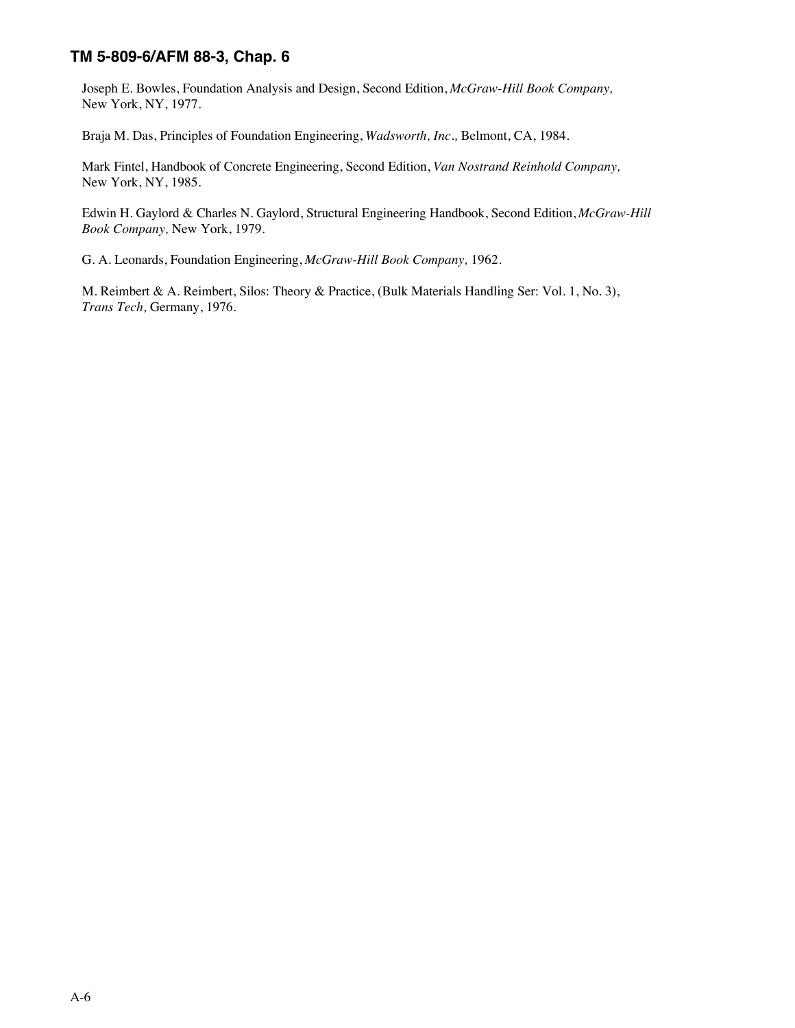Joseph E. Bowles, Foundation Analysis and Design, Second Edition, *McGraw-Hill Book Company,* New York, NY, 1977.

Braja M. Das, Principles of Foundation Engineering, *Wadsworth, Inc.,* Belmont, CA, 1984.

Mark Fintel, Handbook of Concrete Engineering, Second Edition, *Van Nostrand Reinhold Company,* New York, NY, 1985.

Edwin H. Gaylord & Charles N. Gaylord, Structural Engineering Handbook, Second Edition, *McGraw-Hill Book Company,* New York, 1979.

G. A. Leonards, Foundation Engineering, *McGraw-Hill Book Company,* 1962.

M. Reimbert & A. Reimbert, Silos: Theory & Practice, (Bulk Materials Handling Ser: Vol. 1, No. 3), *Trans Tech,* Germany, 1976.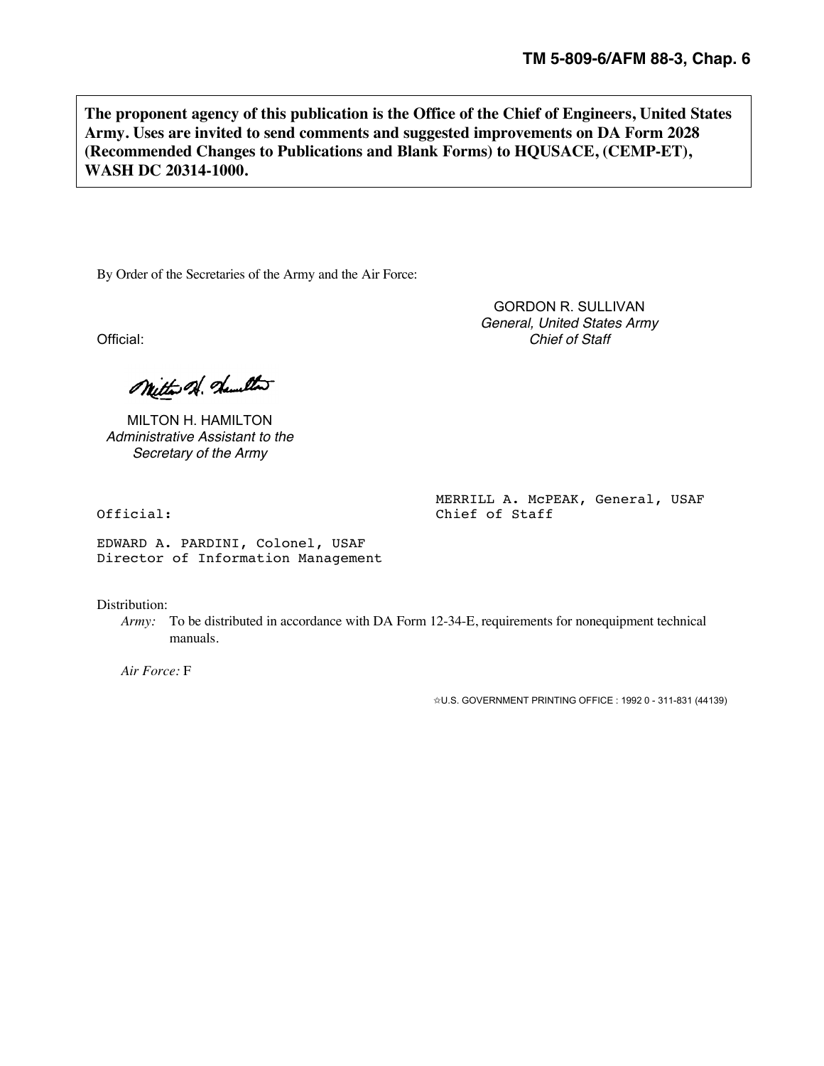**The proponent agency of this publication is the Office of the Chief of Engineers, United States Army. Uses are invited to send comments and suggested improvements on DA Form 2028 (Recommended Changes to Publications and Blank Forms) to HQUSACE, (CEMP-ET), WASH DC 20314-1000.**

By Order of the Secretaries of the Army and the Air Force:

GORDON R. SULLIVAN
*General, United States Army*
*Chief of Staff*

Official:

MILTON H. HAMILTON
*Administrative Assistant to the Secretary of the Army*

MERRILL A. McPEAK, General, USAF
Chief of Staff

Official:

EDWARD A. PARDINI, Colonel, USAF
Director of Information Management

Distribution:

*Army:* To be distributed in accordance with DA Form 12-34-E, requirements for nonequipment technical manuals.

*Air Force:* F

☆U.S. GOVERNMENT PRINTING OFFICE : 1992 0 - 311-831 (44139)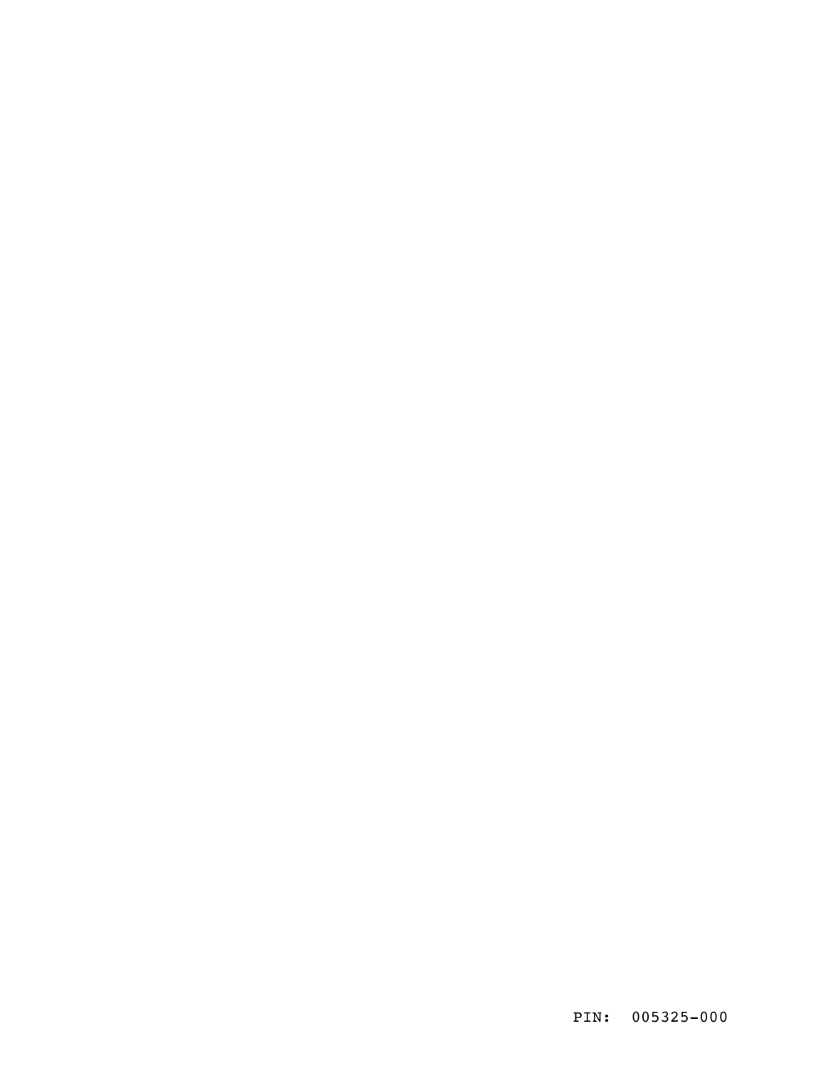PIN: 005325-000